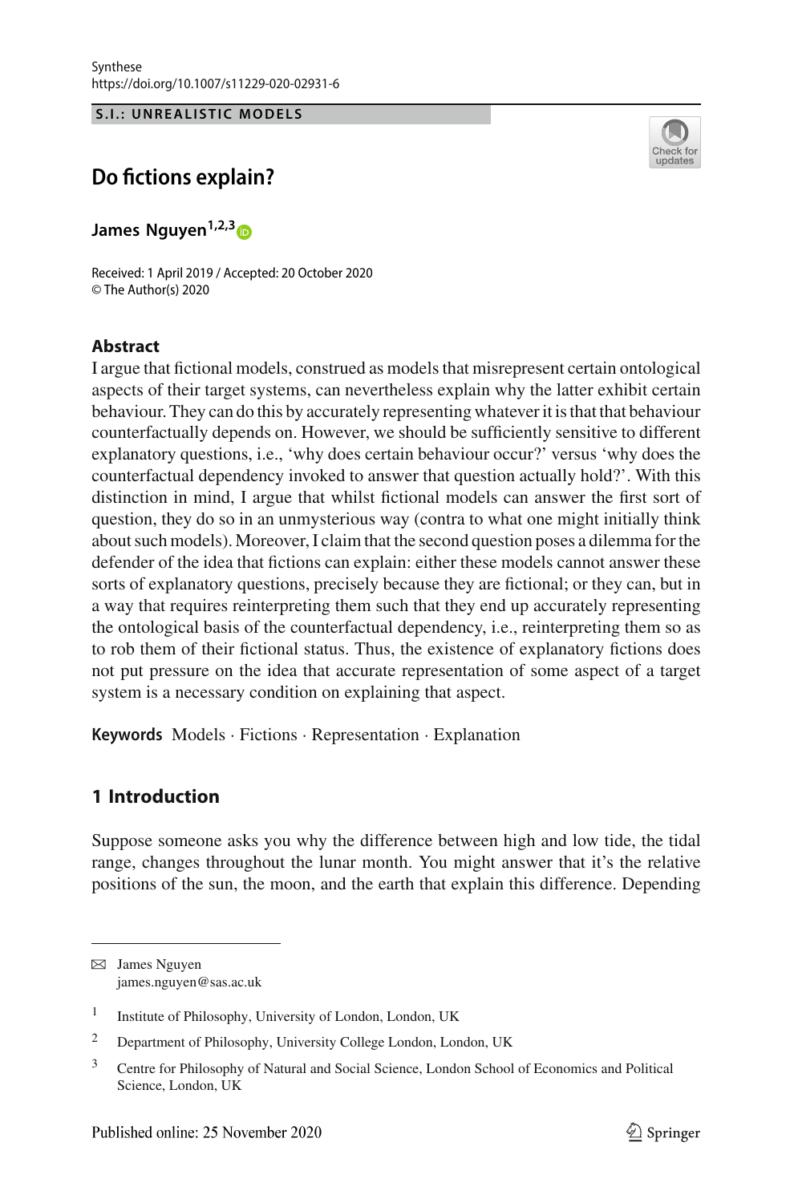S.I.: UNREALISTIC MODELS

# Do fictions explain?

**James Nguyen**[1,2,3]

Received: 1 April 2019 / Accepted: 20 October 2020
© The Author(s) 2020

## Abstract

I argue that fictional models, construed as models that misrepresent certain ontological aspects of their target systems, can nevertheless explain why the latter exhibit certain behaviour. They can do this by accurately representing whatever it is that that behaviour counterfactually depends on. However, we should be sufficiently sensitive to different explanatory questions, i.e., 'why does certain behaviour occur?' versus 'why does the counterfactual dependency invoked to answer that question actually hold?'. With this distinction in mind, I argue that whilst fictional models can answer the first sort of question, they do so in an unmysterious way (contra to what one might initially think about such models). Moreover, I claim that the second question poses a dilemma for the defender of the idea that fictions can explain: either these models cannot answer these sorts of explanatory questions, precisely because they are fictional; or they can, but in a way that requires reinterpreting them such that they end up accurately representing the ontological basis of the counterfactual dependency, i.e., reinterpreting them so as to rob them of their fictional status. Thus, the existence of explanatory fictions does not put pressure on the idea that accurate representation of some aspect of a target system is a necessary condition on explaining that aspect.

**Keywords** Models · Fictions · Representation · Explanation

## 1 Introduction

Suppose someone asks you why the difference between high and low tide, the tidal range, changes throughout the lunar month. You might answer that it's the relative positions of the sun, the moon, and the earth that explain this difference. Depending

---

✉ James Nguyen
james.nguyen@sas.ac.uk

[1] Institute of Philosophy, University of London, London, UK

[2] Department of Philosophy, University College London, London, UK

[3] Centre for Philosophy of Natural and Social Science, London School of Economics and Political Science, London, UK

Published online: 25 November 2020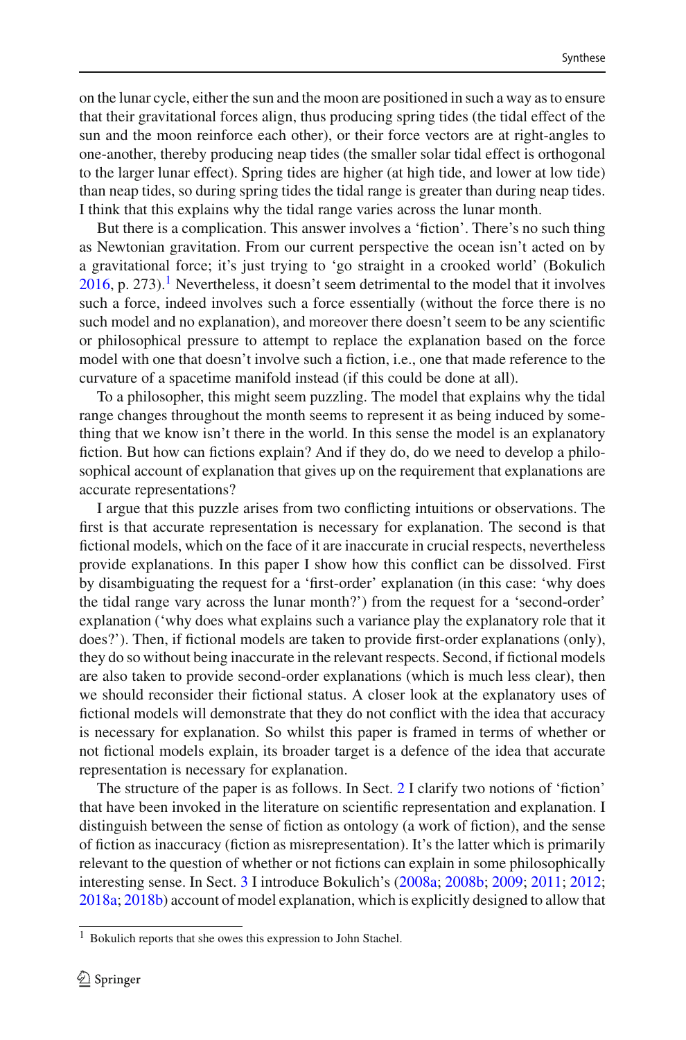on the lunar cycle, either the sun and the moon are positioned in such a way as to ensure that their gravitational forces align, thus producing spring tides (the tidal effect of the sun and the moon reinforce each other), or their force vectors are at right-angles to one-another, thereby producing neap tides (the smaller solar tidal effect is orthogonal to the larger lunar effect). Spring tides are higher (at high tide, and lower at low tide) than neap tides, so during spring tides the tidal range is greater than during neap tides. I think that this explains why the tidal range varies across the lunar month.

But there is a complication. This answer involves a 'fiction'. There's no such thing as Newtonian gravitation. From our current perspective the ocean isn't acted on by a gravitational force; it's just trying to 'go straight in a crooked world' (Bokulich 2016, p. 273).[1] Nevertheless, it doesn't seem detrimental to the model that it involves such a force, indeed involves such a force essentially (without the force there is no such model and no explanation), and moreover there doesn't seem to be any scientific or philosophical pressure to attempt to replace the explanation based on the force model with one that doesn't involve such a fiction, i.e., one that made reference to the curvature of a spacetime manifold instead (if this could be done at all).

To a philosopher, this might seem puzzling. The model that explains why the tidal range changes throughout the month seems to represent it as being induced by something that we know isn't there in the world. In this sense the model is an explanatory fiction. But how can fictions explain? And if they do, do we need to develop a philosophical account of explanation that gives up on the requirement that explanations are accurate representations?

I argue that this puzzle arises from two conflicting intuitions or observations. The first is that accurate representation is necessary for explanation. The second is that fictional models, which on the face of it are inaccurate in crucial respects, nevertheless provide explanations. In this paper I show how this conflict can be dissolved. First by disambiguating the request for a 'first-order' explanation (in this case: 'why does the tidal range vary across the lunar month?') from the request for a 'second-order' explanation ('why does what explains such a variance play the explanatory role that it does?'). Then, if fictional models are taken to provide first-order explanations (only), they do so without being inaccurate in the relevant respects. Second, if fictional models are also taken to provide second-order explanations (which is much less clear), then we should reconsider their fictional status. A closer look at the explanatory uses of fictional models will demonstrate that they do not conflict with the idea that accuracy is necessary for explanation. So whilst this paper is framed in terms of whether or not fictional models explain, its broader target is a defence of the idea that accurate representation is necessary for explanation.

The structure of the paper is as follows. In Sect. 2 I clarify two notions of 'fiction' that have been invoked in the literature on scientific representation and explanation. I distinguish between the sense of fiction as ontology (a work of fiction), and the sense of fiction as inaccuracy (fiction as misrepresentation). It's the latter which is primarily relevant to the question of whether or not fictions can explain in some philosophically interesting sense. In Sect. 3 I introduce Bokulich's (2008a; 2008b; 2009; 2011; 2012; 2018a; 2018b) account of model explanation, which is explicitly designed to allow that

[1] Bokulich reports that she owes this expression to John Stachel.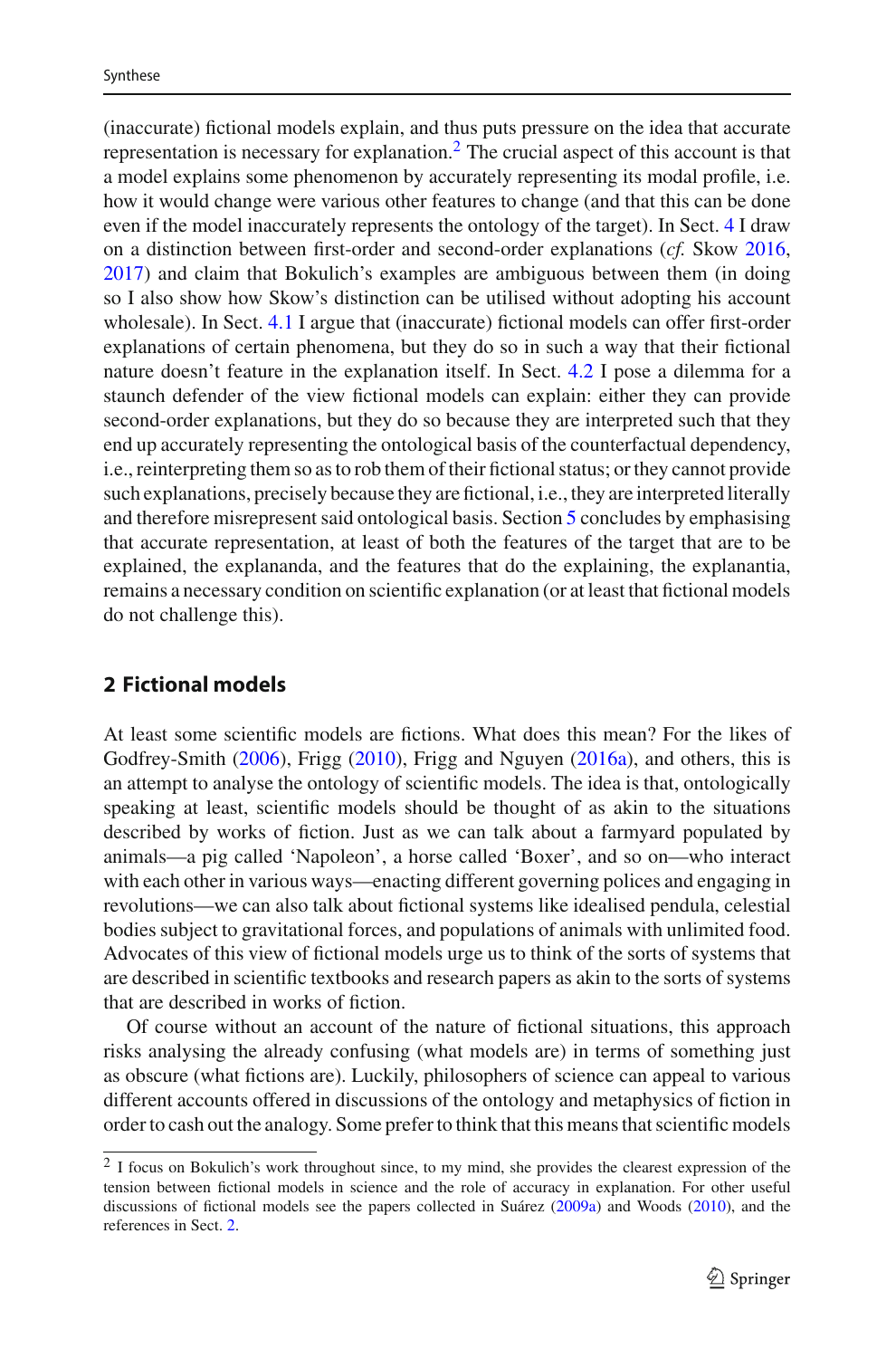(inaccurate) fictional models explain, and thus puts pressure on the idea that accurate representation is necessary for explanation.[2] The crucial aspect of this account is that a model explains some phenomenon by accurately representing its modal profile, i.e. how it would change were various other features to change (and that this can be done even if the model inaccurately represents the ontology of the target). In Sect. 4 I draw on a distinction between first-order and second-order explanations (*cf.* Skow 2016, 2017) and claim that Bokulich's examples are ambiguous between them (in doing so I also show how Skow's distinction can be utilised without adopting his account wholesale). In Sect. 4.1 I argue that (inaccurate) fictional models can offer first-order explanations of certain phenomena, but they do so in such a way that their fictional nature doesn't feature in the explanation itself. In Sect. 4.2 I pose a dilemma for a staunch defender of the view fictional models can explain: either they can provide second-order explanations, but they do so because they are interpreted such that they end up accurately representing the ontological basis of the counterfactual dependency, i.e., reinterpreting them so as to rob them of their fictional status; or they cannot provide such explanations, precisely because they are fictional, i.e., they are interpreted literally and therefore misrepresent said ontological basis. Section 5 concludes by emphasising that accurate representation, at least of both the features of the target that are to be explained, the explananda, and the features that do the explaining, the explanantia, remains a necessary condition on scientific explanation (or at least that fictional models do not challenge this).

## 2 Fictional models

At least some scientific models are fictions. What does this mean? For the likes of Godfrey-Smith (2006), Frigg (2010), Frigg and Nguyen (2016a), and others, this is an attempt to analyse the ontology of scientific models. The idea is that, ontologically speaking at least, scientific models should be thought of as akin to the situations described by works of fiction. Just as we can talk about a farmyard populated by animals—a pig called 'Napoleon', a horse called 'Boxer', and so on—who interact with each other in various ways—enacting different governing polices and engaging in revolutions—we can also talk about fictional systems like idealised pendula, celestial bodies subject to gravitational forces, and populations of animals with unlimited food. Advocates of this view of fictional models urge us to think of the sorts of systems that are described in scientific textbooks and research papers as akin to the sorts of systems that are described in works of fiction.

Of course without an account of the nature of fictional situations, this approach risks analysing the already confusing (what models are) in terms of something just as obscure (what fictions are). Luckily, philosophers of science can appeal to various different accounts offered in discussions of the ontology and metaphysics of fiction in order to cash out the analogy. Some prefer to think that this means that scientific models

[2] I focus on Bokulich's work throughout since, to my mind, she provides the clearest expression of the tension between fictional models in science and the role of accuracy in explanation. For other useful discussions of fictional models see the papers collected in Suárez (2009a) and Woods (2010), and the references in Sect. 2.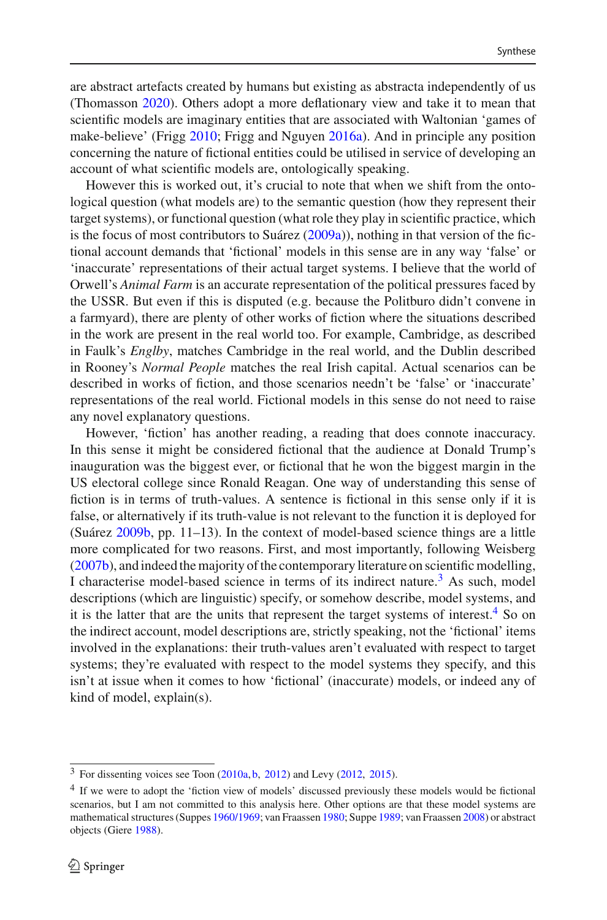are abstract artefacts created by humans but existing as abstracta independently of us (Thomasson 2020). Others adopt a more deflationary view and take it to mean that scientific models are imaginary entities that are associated with Waltonian 'games of make-believe' (Frigg 2010; Frigg and Nguyen 2016a). And in principle any position concerning the nature of fictional entities could be utilised in service of developing an account of what scientific models are, ontologically speaking.

However this is worked out, it's crucial to note that when we shift from the ontological question (what models are) to the semantic question (how they represent their target systems), or functional question (what role they play in scientific practice, which is the focus of most contributors to Suárez (2009a)), nothing in that version of the fictional account demands that 'fictional' models in this sense are in any way 'false' or 'inaccurate' representations of their actual target systems. I believe that the world of Orwell's *Animal Farm* is an accurate representation of the political pressures faced by the USSR. But even if this is disputed (e.g. because the Politburo didn't convene in a farmyard), there are plenty of other works of fiction where the situations described in the work are present in the real world too. For example, Cambridge, as described in Faulk's *Englby*, matches Cambridge in the real world, and the Dublin described in Rooney's *Normal People* matches the real Irish capital. Actual scenarios can be described in works of fiction, and those scenarios needn't be 'false' or 'inaccurate' representations of the real world. Fictional models in this sense do not need to raise any novel explanatory questions.

However, 'fiction' has another reading, a reading that does connote inaccuracy. In this sense it might be considered fictional that the audience at Donald Trump's inauguration was the biggest ever, or fictional that he won the biggest margin in the US electoral college since Ronald Reagan. One way of understanding this sense of fiction is in terms of truth-values. A sentence is fictional in this sense only if it is false, or alternatively if its truth-value is not relevant to the function it is deployed for (Suárez 2009b, pp. 11–13). In the context of model-based science things are a little more complicated for two reasons. First, and most importantly, following Weisberg (2007b), and indeed the majority of the contemporary literature on scientific modelling, I characterise model-based science in terms of its indirect nature.[3] As such, model descriptions (which are linguistic) specify, or somehow describe, model systems, and it is the latter that are the units that represent the target systems of interest.[4] So on the indirect account, model descriptions are, strictly speaking, not the 'fictional' items involved in the explanations: their truth-values aren't evaluated with respect to target systems; they're evaluated with respect to the model systems they specify, and this isn't at issue when it comes to how 'fictional' (inaccurate) models, or indeed any of kind of model, explain(s).

---

[3] For dissenting voices see Toon (2010a, b, 2012) and Levy (2012, 2015).

[4] If we were to adopt the 'fiction view of models' discussed previously these models would be fictional scenarios, but I am not committed to this analysis here. Other options are that these model systems are mathematical structures (Suppes 1960/1969; van Fraassen 1980; Suppe 1989; van Fraassen 2008) or abstract objects (Giere 1988).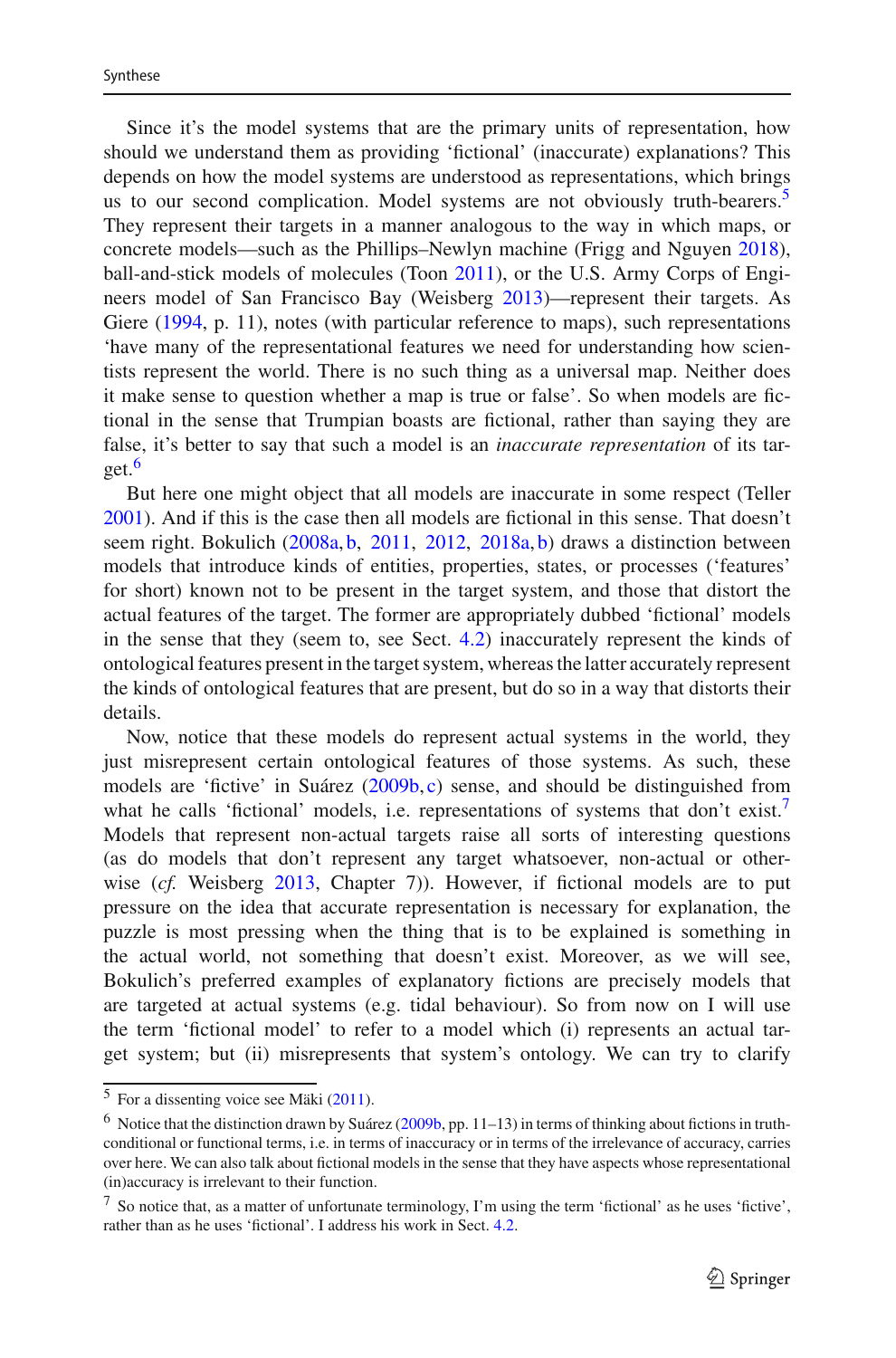Since it's the model systems that are the primary units of representation, how should we understand them as providing 'fictional' (inaccurate) explanations? This depends on how the model systems are understood as representations, which brings us to our second complication. Model systems are not obviously truth-bearers.[5] They represent their targets in a manner analogous to the way in which maps, or concrete models—such as the Phillips–Newlyn machine (Frigg and Nguyen 2018), ball-and-stick models of molecules (Toon 2011), or the U.S. Army Corps of Engineers model of San Francisco Bay (Weisberg 2013)—represent their targets. As Giere (1994, p. 11), notes (with particular reference to maps), such representations 'have many of the representational features we need for understanding how scientists represent the world. There is no such thing as a universal map. Neither does it make sense to question whether a map is true or false'. So when models are fictional in the sense that Trumpian boasts are fictional, rather than saying they are false, it's better to say that such a model is an *inaccurate representation* of its target.[6]

But here one might object that all models are inaccurate in some respect (Teller 2001). And if this is the case then all models are fictional in this sense. That doesn't seem right. Bokulich (2008a, b, 2011, 2012, 2018a, b) draws a distinction between models that introduce kinds of entities, properties, states, or processes ('features' for short) known not to be present in the target system, and those that distort the actual features of the target. The former are appropriately dubbed 'fictional' models in the sense that they (seem to, see Sect. 4.2) inaccurately represent the kinds of ontological features present in the target system, whereas the latter accurately represent the kinds of ontological features that are present, but do so in a way that distorts their details.

Now, notice that these models do represent actual systems in the world, they just misrepresent certain ontological features of those systems. As such, these models are 'fictive' in Suárez (2009b, c) sense, and should be distinguished from what he calls 'fictional' models, i.e. representations of systems that don't exist.[7] Models that represent non-actual targets raise all sorts of interesting questions (as do models that don't represent any target whatsoever, non-actual or otherwise (*cf.* Weisberg 2013, Chapter 7)). However, if fictional models are to put pressure on the idea that accurate representation is necessary for explanation, the puzzle is most pressing when the thing that is to be explained is something in the actual world, not something that doesn't exist. Moreover, as we will see, Bokulich's preferred examples of explanatory fictions are precisely models that are targeted at actual systems (e.g. tidal behaviour). So from now on I will use the term 'fictional model' to refer to a model which (i) represents an actual target system; but (ii) misrepresents that system's ontology. We can try to clarify

---

[5] For a dissenting voice see Mäki (2011).

[6] Notice that the distinction drawn by Suárez (2009b, pp. 11–13) in terms of thinking about fictions in truth-conditional or functional terms, i.e. in terms of inaccuracy or in terms of the irrelevance of accuracy, carries over here. We can also talk about fictional models in the sense that they have aspects whose representational (in)accuracy is irrelevant to their function.

[7] So notice that, as a matter of unfortunate terminology, I'm using the term 'fictional' as he uses 'fictive', rather than as he uses 'fictional'. I address his work in Sect. 4.2.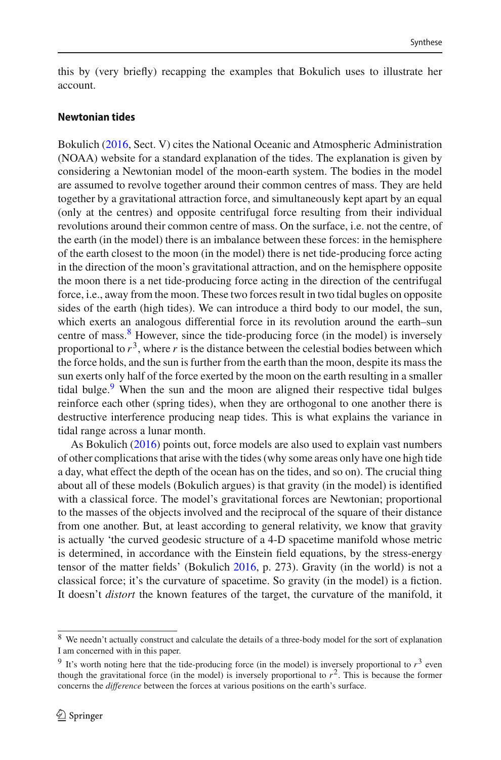this by (very briefly) recapping the examples that Bokulich uses to illustrate her account.

#### Newtonian tides

Bokulich (2016, Sect. V) cites the National Oceanic and Atmospheric Administration (NOAA) website for a standard explanation of the tides. The explanation is given by considering a Newtonian model of the moon-earth system. The bodies in the model are assumed to revolve together around their common centres of mass. They are held together by a gravitational attraction force, and simultaneously kept apart by an equal (only at the centres) and opposite centrifugal force resulting from their individual revolutions around their common centre of mass. On the surface, i.e. not the centre, of the earth (in the model) there is an imbalance between these forces: in the hemisphere of the earth closest to the moon (in the model) there is net tide-producing force acting in the direction of the moon's gravitational attraction, and on the hemisphere opposite the moon there is a net tide-producing force acting in the direction of the centrifugal force, i.e., away from the moon. These two forces result in two tidal bugles on opposite sides of the earth (high tides). We can introduce a third body to our model, the sun, which exerts an analogous differential force in its revolution around the earth–sun centre of mass.[8] However, since the tide-producing force (in the model) is inversely proportional to $r^3$, where $r$ is the distance between the celestial bodies between which the force holds, and the sun is further from the earth than the moon, despite its mass the sun exerts only half of the force exerted by the moon on the earth resulting in a smaller tidal bulge.[9] When the sun and the moon are aligned their respective tidal bulges reinforce each other (spring tides), when they are orthogonal to one another there is destructive interference producing neap tides. This is what explains the variance in tidal range across a lunar month.

As Bokulich (2016) points out, force models are also used to explain vast numbers of other complications that arise with the tides (why some areas only have one high tide a day, what effect the depth of the ocean has on the tides, and so on). The crucial thing about all of these models (Bokulich argues) is that gravity (in the model) is identified with a classical force. The model's gravitational forces are Newtonian; proportional to the masses of the objects involved and the reciprocal of the square of their distance from one another. But, at least according to general relativity, we know that gravity is actually 'the curved geodesic structure of a 4-D spacetime manifold whose metric is determined, in accordance with the Einstein field equations, by the stress-energy tensor of the matter fields' (Bokulich 2016, p. 273). Gravity (in the world) is not a classical force; it's the curvature of spacetime. So gravity (in the model) is a fiction. It doesn't *distort* the known features of the target, the curvature of the manifold, it

---

[8] We needn't actually construct and calculate the details of a three-body model for the sort of explanation I am concerned with in this paper.

[9] It's worth noting here that the tide-producing force (in the model) is inversely proportional to $r^3$ even though the gravitational force (in the model) is inversely proportional to $r^2$. This is because the former concerns the *difference* between the forces at various positions on the earth's surface.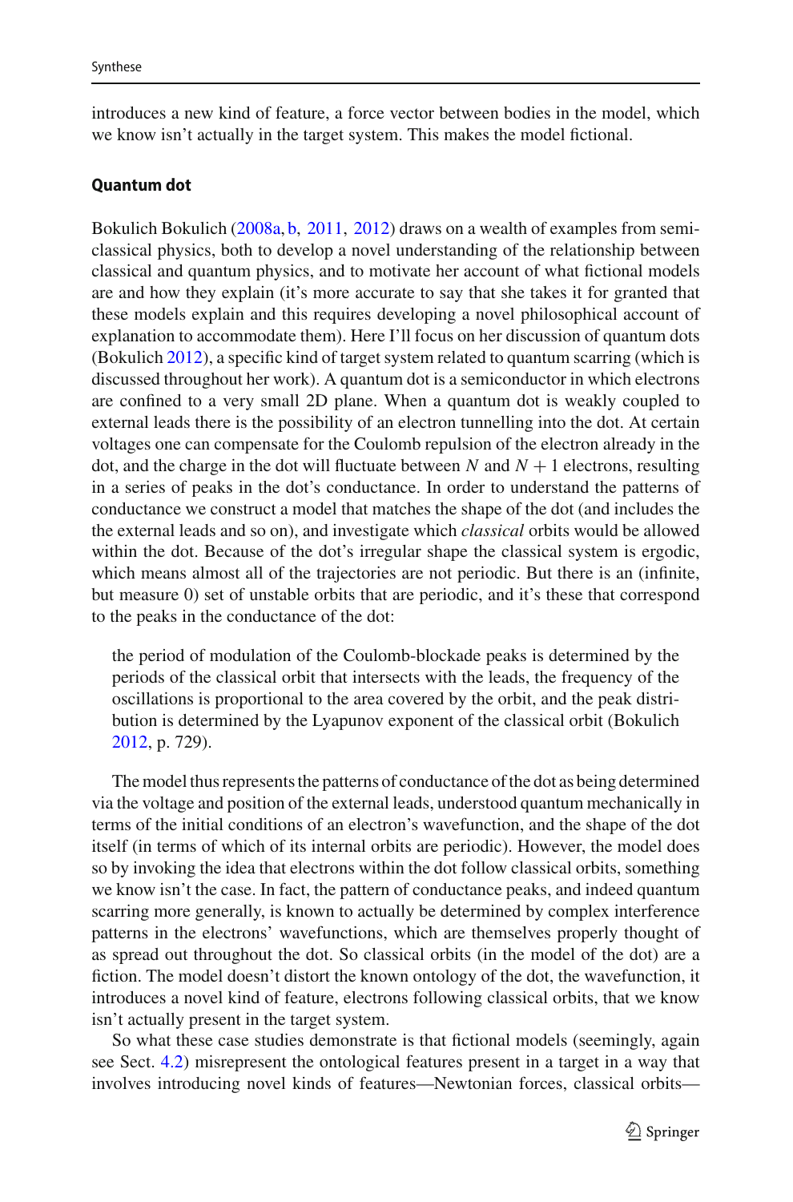introduces a new kind of feature, a force vector between bodies in the model, which we know isn't actually in the target system. This makes the model fictional.

### Quantum dot

Bokulich Bokulich (2008a, b, 2011, 2012) draws on a wealth of examples from semi-classical physics, both to develop a novel understanding of the relationship between classical and quantum physics, and to motivate her account of what fictional models are and how they explain (it's more accurate to say that she takes it for granted that these models explain and this requires developing a novel philosophical account of explanation to accommodate them). Here I'll focus on her discussion of quantum dots (Bokulich 2012), a specific kind of target system related to quantum scarring (which is discussed throughout her work). A quantum dot is a semiconductor in which electrons are confined to a very small 2D plane. When a quantum dot is weakly coupled to external leads there is the possibility of an electron tunnelling into the dot. At certain voltages one can compensate for the Coulomb repulsion of the electron already in the dot, and the charge in the dot will fluctuate between $N$ and $N + 1$ electrons, resulting in a series of peaks in the dot's conductance. In order to understand the patterns of conductance we construct a model that matches the shape of the dot (and includes the the external leads and so on), and investigate which *classical* orbits would be allowed within the dot. Because of the dot's irregular shape the classical system is ergodic, which means almost all of the trajectories are not periodic. But there is an (infinite, but measure 0) set of unstable orbits that are periodic, and it's these that correspond to the peaks in the conductance of the dot:

> the period of modulation of the Coulomb-blockade peaks is determined by the periods of the classical orbit that intersects with the leads, the frequency of the oscillations is proportional to the area covered by the orbit, and the peak distribution is determined by the Lyapunov exponent of the classical orbit (Bokulich 2012, p. 729).

The model thus represents the patterns of conductance of the dot as being determined via the voltage and position of the external leads, understood quantum mechanically in terms of the initial conditions of an electron's wavefunction, and the shape of the dot itself (in terms of which of its internal orbits are periodic). However, the model does so by invoking the idea that electrons within the dot follow classical orbits, something we know isn't the case. In fact, the pattern of conductance peaks, and indeed quantum scarring more generally, is known to actually be determined by complex interference patterns in the electrons' wavefunctions, which are themselves properly thought of as spread out throughout the dot. So classical orbits (in the model of the dot) are a fiction. The model doesn't distort the known ontology of the dot, the wavefunction, it introduces a novel kind of feature, electrons following classical orbits, that we know isn't actually present in the target system.

So what these case studies demonstrate is that fictional models (seemingly, again see Sect. 4.2) misrepresent the ontological features present in a target in a way that involves introducing novel kinds of features—Newtonian forces, classical orbits—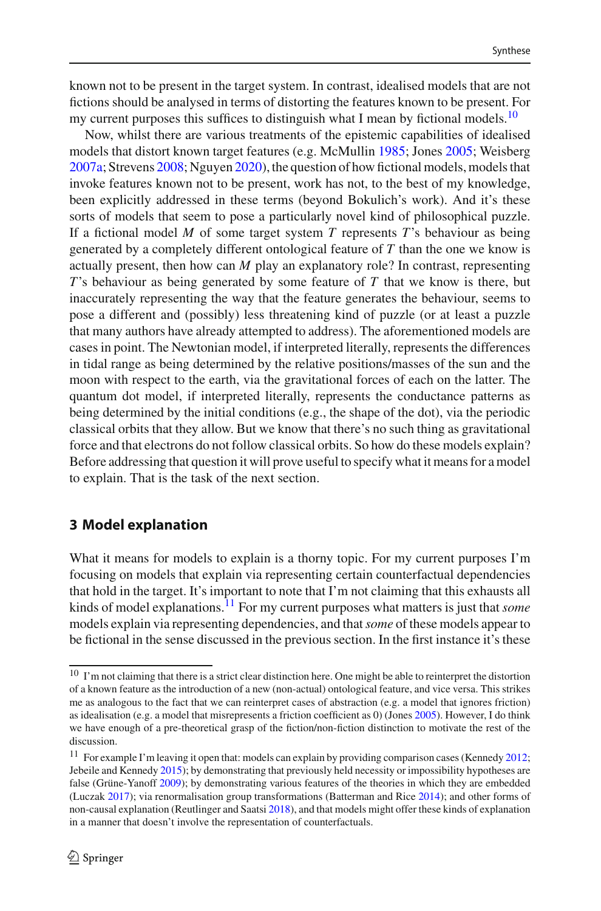known not to be present in the target system. In contrast, idealised models that are not fictions should be analysed in terms of distorting the features known to be present. For my current purposes this suffices to distinguish what I mean by fictional models.[10]

Now, whilst there are various treatments of the epistemic capabilities of idealised models that distort known target features (e.g. McMullin 1985; Jones 2005; Weisberg 2007a; Strevens 2008; Nguyen 2020), the question of how fictional models, models that invoke features known not to be present, work has not, to the best of my knowledge, been explicitly addressed in these terms (beyond Bokulich's work). And it's these sorts of models that seem to pose a particularly novel kind of philosophical puzzle. If a fictional model *M* of some target system *T* represents *T*'s behaviour as being generated by a completely different ontological feature of *T* than the one we know is actually present, then how can *M* play an explanatory role? In contrast, representing *T*'s behaviour as being generated by some feature of *T* that we know is there, but inaccurately representing the way that the feature generates the behaviour, seems to pose a different and (possibly) less threatening kind of puzzle (or at least a puzzle that many authors have already attempted to address). The aforementioned models are cases in point. The Newtonian model, if interpreted literally, represents the differences in tidal range as being determined by the relative positions/masses of the sun and the moon with respect to the earth, via the gravitational forces of each on the latter. The quantum dot model, if interpreted literally, represents the conductance patterns as being determined by the initial conditions (e.g., the shape of the dot), via the periodic classical orbits that they allow. But we know that there's no such thing as gravitational force and that electrons do not follow classical orbits. So how do these models explain? Before addressing that question it will prove useful to specify what it means for a model to explain. That is the task of the next section.

## 3 Model explanation

What it means for models to explain is a thorny topic. For my current purposes I'm focusing on models that explain via representing certain counterfactual dependencies that hold in the target. It's important to note that I'm not claiming that this exhausts all kinds of model explanations.[11] For my current purposes what matters is just that *some* models explain via representing dependencies, and that *some* of these models appear to be fictional in the sense discussed in the previous section. In the first instance it's these

---

[10] I'm not claiming that there is a strict clear distinction here. One might be able to reinterpret the distortion of a known feature as the introduction of a new (non-actual) ontological feature, and vice versa. This strikes me as analogous to the fact that we can reinterpret perfect cases of abstraction (e.g. a model that ignores friction) as idealisation (e.g. a model that misrepresents a friction coefficient as 0) (Jones 2005). However, I do think we have enough of a pre-theoretical grasp of the fiction/non-fiction distinction to motivate the rest of the discussion.

[11] For example I'm leaving it open that: models can explain by providing comparison cases (Kennedy 2012; Jebeile and Kennedy 2015); by demonstrating that previously held necessity or impossibility hypotheses are false (Grüne-Yanoff 2009); by demonstrating various features of the theories in which they are embedded (Luczak 2017); via renormalisation group transformations (Batterman and Rice 2014); and other forms of non-causal explanation (Reutlinger and Saatsi 2018), and that models might offer these kinds of explanation in a manner that doesn't involve the representation of counterfactuals.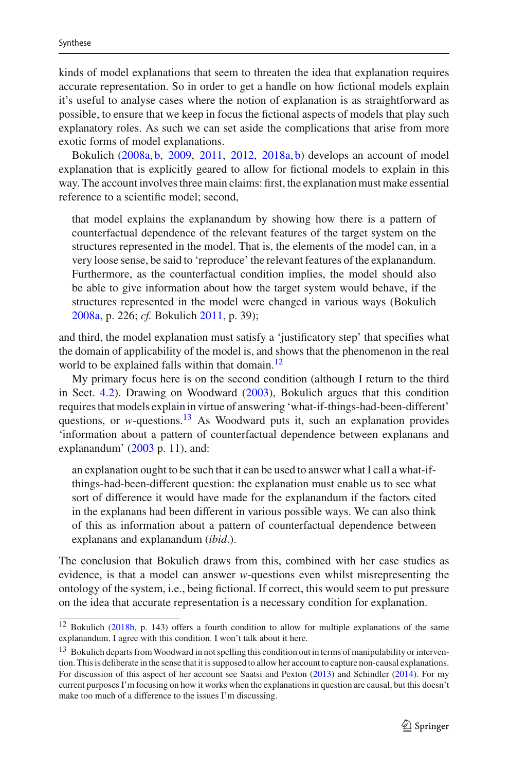kinds of model explanations that seem to threaten the idea that explanation requires accurate representation. So in order to get a handle on how fictional models explain it's useful to analyse cases where the notion of explanation is as straightforward as possible, to ensure that we keep in focus the fictional aspects of models that play such explanatory roles. As such we can set aside the complications that arise from more exotic forms of model explanations.

Bokulich (2008a, b, 2009, 2011, 2012, 2018a, b) develops an account of model explanation that is explicitly geared to allow for fictional models to explain in this way. The account involves three main claims: first, the explanation must make essential reference to a scientific model; second,

> that model explains the explanandum by showing how there is a pattern of counterfactual dependence of the relevant features of the target system on the structures represented in the model. That is, the elements of the model can, in a very loose sense, be said to 'reproduce' the relevant features of the explanandum. Furthermore, as the counterfactual condition implies, the model should also be able to give information about how the target system would behave, if the structures represented in the model were changed in various ways (Bokulich 2008a, p. 226; *cf.* Bokulich 2011, p. 39);

and third, the model explanation must satisfy a 'justificatory step' that specifies what the domain of applicability of the model is, and shows that the phenomenon in the real world to be explained falls within that domain.[12]

My primary focus here is on the second condition (although I return to the third in Sect. 4.2). Drawing on Woodward (2003), Bokulich argues that this condition requires that models explain in virtue of answering 'what-if-things-had-been-different' questions, or *w*-questions.[13] As Woodward puts it, such an explanation provides 'information about a pattern of counterfactual dependence between explanans and explanandum' (2003 p. 11), and:

> an explanation ought to be such that it can be used to answer what I call a what-if-things-had-been-different question: the explanation must enable us to see what sort of difference it would have made for the explanandum if the factors cited in the explanans had been different in various possible ways. We can also think of this as information about a pattern of counterfactual dependence between explanans and explanandum (*ibid*.).

The conclusion that Bokulich draws from this, combined with her case studies as evidence, is that a model can answer *w*-questions even whilst misrepresenting the ontology of the system, i.e., being fictional. If correct, this would seem to put pressure on the idea that accurate representation is a necessary condition for explanation.

---

[12] Bokulich (2018b, p. 143) offers a fourth condition to allow for multiple explanations of the same explanandum. I agree with this condition. I won't talk about it here.

[13] Bokulich departs from Woodward in not spelling this condition out in terms of manipulability or intervention. This is deliberate in the sense that it is supposed to allow her account to capture non-causal explanations. For discussion of this aspect of her account see Saatsi and Pexton (2013) and Schindler (2014). For my current purposes I'm focusing on how it works when the explanations in question are causal, but this doesn't make too much of a difference to the issues I'm discussing.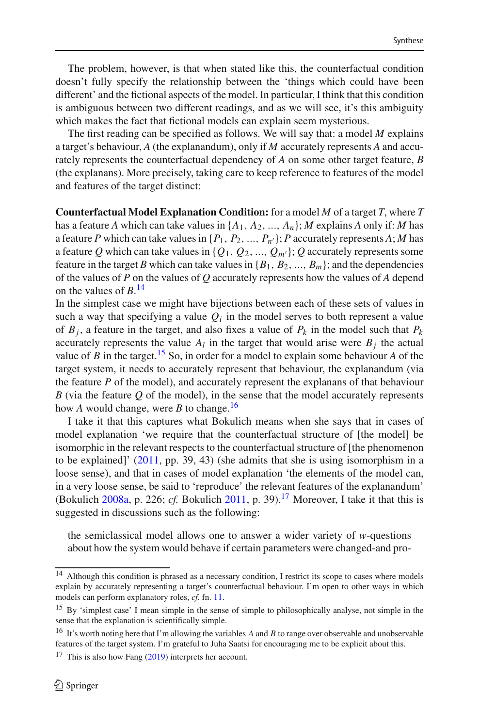The problem, however, is that when stated like this, the counterfactual condition doesn't fully specify the relationship between the 'things which could have been different' and the fictional aspects of the model. In particular, I think that this condition is ambiguous between two different readings, and as we will see, it's this ambiguity which makes the fact that fictional models can explain seem mysterious.

The first reading can be specified as follows. We will say that: a model $M$ explains a target's behaviour, $A$ (the explanandum), only if $M$ accurately represents $A$ and accurately represents the counterfactual dependency of $A$ on some other target feature, $B$ (the explanans). More precisely, taking care to keep reference to features of the model and features of the target distinct:

**Counterfactual Model Explanation Condition:** for a model $M$ of a target $T$, where $T$ has a feature $A$ which can take values in $\{A_1, A_2, ..., A_n\}$; $M$ explains $A$ only if: $M$ has a feature $P$ which can take values in $\{P_1, P_2, ..., P_{n'}\}$; $P$ accurately represents $A$; $M$ has a feature $Q$ which can take values in $\{Q_1, Q_2, ..., Q_{m'}\}$; $Q$ accurately represents some feature in the target $B$ which can take values in $\{B_1, B_2, ..., B_m\}$; and the dependencies of the values of $P$ on the values of $Q$ accurately represents how the values of $A$ depend on the values of $B$.[14]

In the simplest case we might have bijections between each of these sets of values in such a way that specifying a value $Q_i$ in the model serves to both represent a value of $B_j$, a feature in the target, and also fixes a value of $P_k$ in the model such that $P_k$ accurately represents the value $A_l$ in the target that would arise were $B_j$ the actual value of $B$ in the target.[15] So, in order for a model to explain some behaviour $A$ of the target system, it needs to accurately represent that behaviour, the explanandum (via the feature $P$ of the model), and accurately represent the explanans of that behaviour $B$ (via the feature $Q$ of the model), in the sense that the model accurately represents how $A$ would change, were $B$ to change.[16]

I take it that this captures what Bokulich means when she says that in cases of model explanation 'we require that the counterfactual structure of [the model] be isomorphic in the relevant respects to the counterfactual structure of [the phenomenon to be explained]' (2011, pp. 39, 43) (she admits that she is using isomorphism in a loose sense), and that in cases of model explanation 'the elements of the model can, in a very loose sense, be said to 'reproduce' the relevant features of the explanandum' (Bokulich 2008a, p. 226; *cf.* Bokulich 2011, p. 39).[17] Moreover, I take it that this is suggested in discussions such as the following:

> the semiclassical model allows one to answer a wider variety of *w*-questions about how the system would behave if certain parameters were changed-and pro-

---

[14] Although this condition is phrased as a necessary condition, I restrict its scope to cases where models explain by accurately representing a target's counterfactual behaviour. I'm open to other ways in which models can perform explanatory roles, *cf.* fn. 11.

[15] By 'simplest case' I mean simple in the sense of simple to philosophically analyse, not simple in the sense that the explanation is scientifically simple.

[16] It's worth noting here that I'm allowing the variables $A$ and $B$ to range over observable and unobservable features of the target system. I'm grateful to Juha Saatsi for encouraging me to be explicit about this.

[17] This is also how Fang (2019) interprets her account.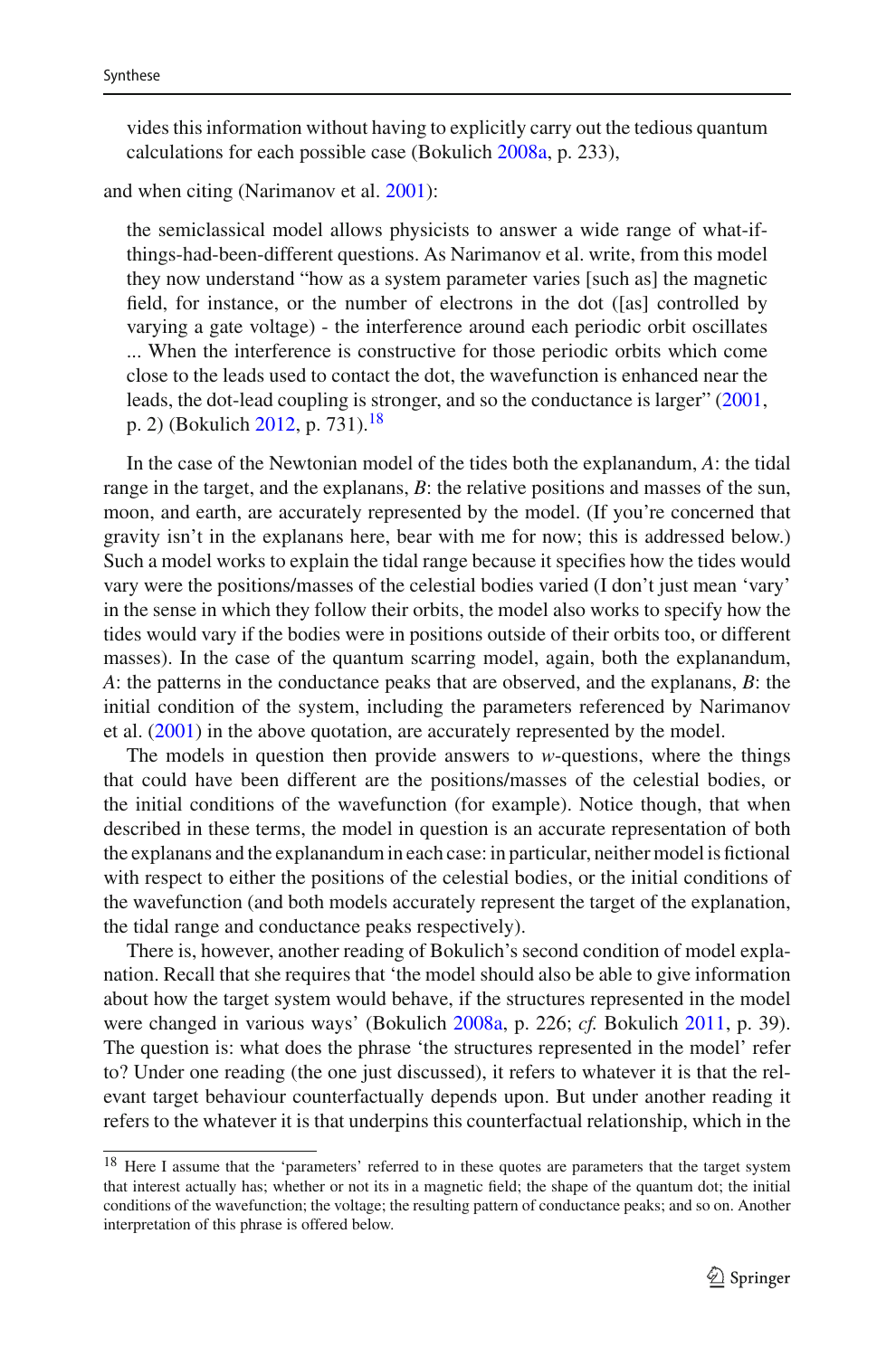> vides this information without having to explicitly carry out the tedious quantum calculations for each possible case (Bokulich 2008a, p. 233),

and when citing (Narimanov et al. 2001):

> the semiclassical model allows physicists to answer a wide range of what-if-things-had-been-different questions. As Narimanov et al. write, from this model they now understand "how as a system parameter varies [such as] the magnetic field, for instance, or the number of electrons in the dot ([as] controlled by varying a gate voltage) - the interference around each periodic orbit oscillates ... When the interference is constructive for those periodic orbits which come close to the leads used to contact the dot, the wavefunction is enhanced near the leads, the dot-lead coupling is stronger, and so the conductance is larger" (2001, p. 2) (Bokulich 2012, p. 731).[18]

In the case of the Newtonian model of the tides both the explanandum, *A*: the tidal range in the target, and the explanans, *B*: the relative positions and masses of the sun, moon, and earth, are accurately represented by the model. (If you're concerned that gravity isn't in the explanans here, bear with me for now; this is addressed below.) Such a model works to explain the tidal range because it specifies how the tides would vary were the positions/masses of the celestial bodies varied (I don't just mean 'vary' in the sense in which they follow their orbits, the model also works to specify how the tides would vary if the bodies were in positions outside of their orbits too, or different masses). In the case of the quantum scarring model, again, both the explanandum, *A*: the patterns in the conductance peaks that are observed, and the explanans, *B*: the initial condition of the system, including the parameters referenced by Narimanov et al. (2001) in the above quotation, are accurately represented by the model.

The models in question then provide answers to *w*-questions, where the things that could have been different are the positions/masses of the celestial bodies, or the initial conditions of the wavefunction (for example). Notice though, that when described in these terms, the model in question is an accurate representation of both the explanans and the explanandum in each case: in particular, neither model is fictional with respect to either the positions of the celestial bodies, or the initial conditions of the wavefunction (and both models accurately represent the target of the explanation, the tidal range and conductance peaks respectively).

There is, however, another reading of Bokulich's second condition of model explanation. Recall that she requires that 'the model should also be able to give information about how the target system would behave, if the structures represented in the model were changed in various ways' (Bokulich 2008a, p. 226; *cf.* Bokulich 2011, p. 39). The question is: what does the phrase 'the structures represented in the model' refer to? Under one reading (the one just discussed), it refers to whatever it is that the relevant target behaviour counterfactually depends upon. But under another reading it refers to the whatever it is that underpins this counterfactual relationship, which in the

---

[18] Here I assume that the 'parameters' referred to in these quotes are parameters that the target system that interest actually has; whether or not its in a magnetic field; the shape of the quantum dot; the initial conditions of the wavefunction; the voltage; the resulting pattern of conductance peaks; and so on. Another interpretation of this phrase is offered below.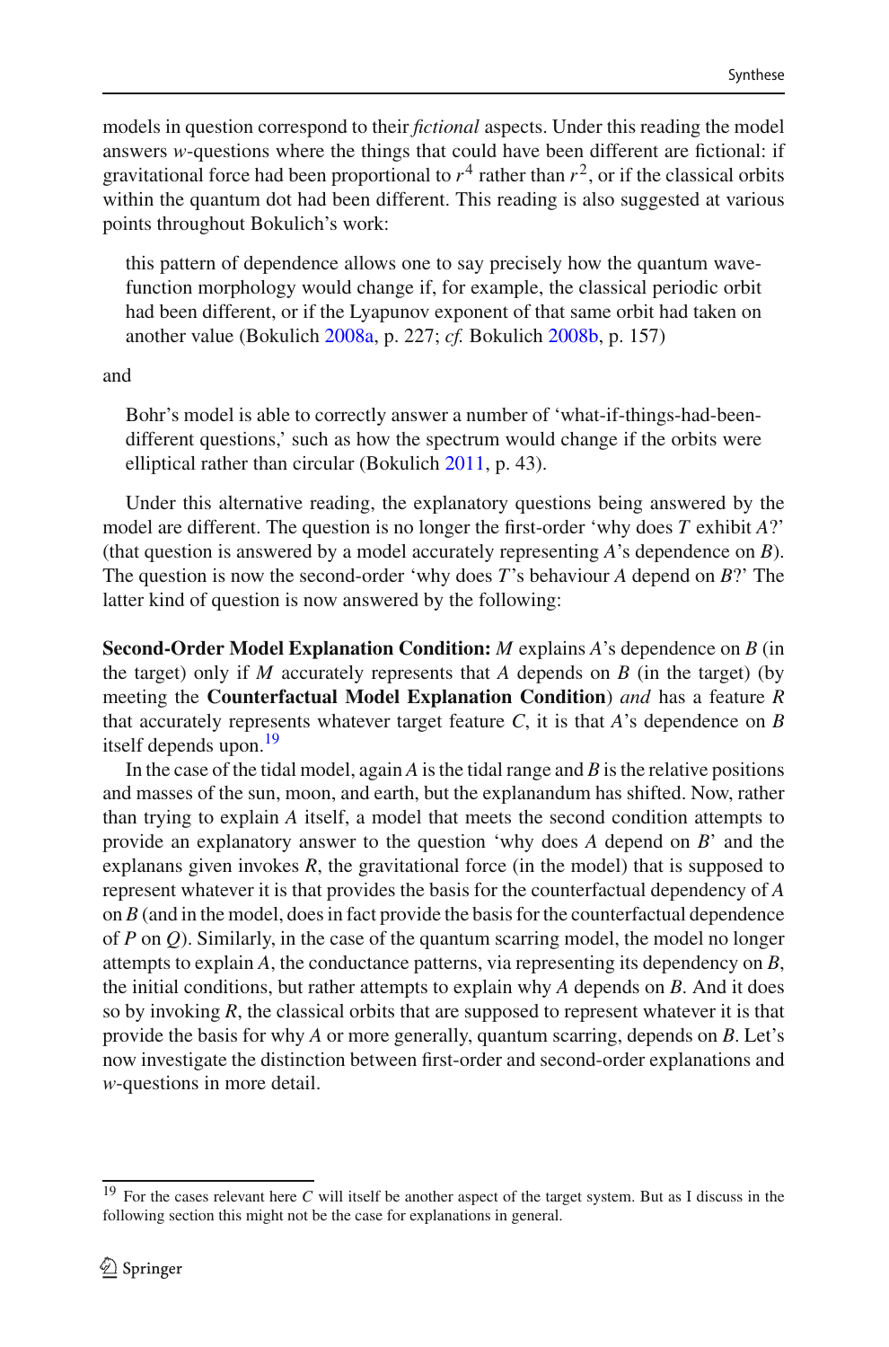models in question correspond to their *fictional* aspects. Under this reading the model answers *w*-questions where the things that could have been different are fictional: if gravitational force had been proportional to $r^4$ rather than $r^2$, or if the classical orbits within the quantum dot had been different. This reading is also suggested at various points throughout Bokulich's work:

> this pattern of dependence allows one to say precisely how the quantum wave-function morphology would change if, for example, the classical periodic orbit had been different, or if the Lyapunov exponent of that same orbit had taken on another value (Bokulich 2008a, p. 227; *cf.* Bokulich 2008b, p. 157)

and

> Bohr's model is able to correctly answer a number of 'what-if-things-had-been-different questions,' such as how the spectrum would change if the orbits were elliptical rather than circular (Bokulich 2011, p. 43).

Under this alternative reading, the explanatory questions being answered by the model are different. The question is no longer the first-order 'why does *T* exhibit *A*?' (that question is answered by a model accurately representing *A*'s dependence on *B*). The question is now the second-order 'why does *T*'s behaviour *A* depend on *B*?' The latter kind of question is now answered by the following:

**Second-Order Model Explanation Condition:** *M* explains *A*'s dependence on *B* (in the target) only if *M* accurately represents that *A* depends on *B* (in the target) (by meeting the **Counterfactual Model Explanation Condition**) *and* has a feature *R* that accurately represents whatever target feature *C*, it is that *A*'s dependence on *B* itself depends upon.[19]

In the case of the tidal model, again *A* is the tidal range and *B* is the relative positions and masses of the sun, moon, and earth, but the explanandum has shifted. Now, rather than trying to explain *A* itself, a model that meets the second condition attempts to provide an explanatory answer to the question 'why does *A* depend on *B*' and the explanans given invokes *R*, the gravitational force (in the model) that is supposed to represent whatever it is that provides the basis for the counterfactual dependency of *A* on *B* (and in the model, does in fact provide the basis for the counterfactual dependence of *P* on *Q*). Similarly, in the case of the quantum scarring model, the model no longer attempts to explain *A*, the conductance patterns, via representing its dependency on *B*, the initial conditions, but rather attempts to explain why *A* depends on *B*. And it does so by invoking *R*, the classical orbits that are supposed to represent whatever it is that provide the basis for why *A* or more generally, quantum scarring, depends on *B*. Let's now investigate the distinction between first-order and second-order explanations and *w*-questions in more detail.

---

[19] For the cases relevant here *C* will itself be another aspect of the target system. But as I discuss in the following section this might not be the case for explanations in general.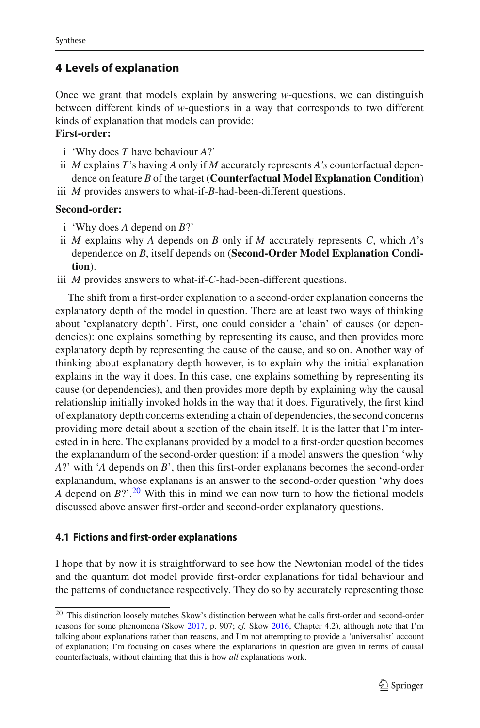## 4 Levels of explanation

Once we grant that models explain by answering *w*-questions, we can distinguish between different kinds of *w*-questions in a way that corresponds to two different kinds of explanation that models can provide:

**First-order:**

- i 'Why does *T* have behaviour *A*?'
- ii *M* explains *T*'s having *A* only if *M* accurately represents *A's* counterfactual dependence on feature *B* of the target (**Counterfactual Model Explanation Condition**)
- iii *M* provides answers to what-if-*B*-had-been-different questions.

**Second-order:**

- i 'Why does *A* depend on *B*?'
- ii *M* explains why *A* depends on *B* only if *M* accurately represents *C*, which *A*'s dependence on *B*, itself depends on (**Second-Order Model Explanation Condition**).
- iii *M* provides answers to what-if-*C*-had-been-different questions.

The shift from a first-order explanation to a second-order explanation concerns the explanatory depth of the model in question. There are at least two ways of thinking about 'explanatory depth'. First, one could consider a 'chain' of causes (or dependencies): one explains something by representing its cause, and then provides more explanatory depth by representing the cause of the cause, and so on. Another way of thinking about explanatory depth however, is to explain why the initial explanation explains in the way it does. In this case, one explains something by representing its cause (or dependencies), and then provides more depth by explaining why the causal relationship initially invoked holds in the way that it does. Figuratively, the first kind of explanatory depth concerns extending a chain of dependencies, the second concerns providing more detail about a section of the chain itself. It is the latter that I'm interested in in here. The explanans provided by a model to a first-order question becomes the explanandum of the second-order question: if a model answers the question 'why *A*?' with '*A* depends on *B*', then this first-order explanans becomes the second-order explanandum, whose explanans is an answer to the second-order question 'why does *A* depend on *B*?'.[20] With this in mind we can now turn to how the fictional models discussed above answer first-order and second-order explanatory questions.

### 4.1 Fictions and first-order explanations

I hope that by now it is straightforward to see how the Newtonian model of the tides and the quantum dot model provide first-order explanations for tidal behaviour and the patterns of conductance respectively. They do so by accurately representing those

[20] This distinction loosely matches Skow's distinction between what he calls first-order and second-order reasons for some phenomena (Skow 2017, p. 907; *cf.* Skow 2016, Chapter 4.2), although note that I'm talking about explanations rather than reasons, and I'm not attempting to provide a 'universalist' account of explanation; I'm focusing on cases where the explanations in question are given in terms of causal counterfactuals, without claiming that this is how *all* explanations work.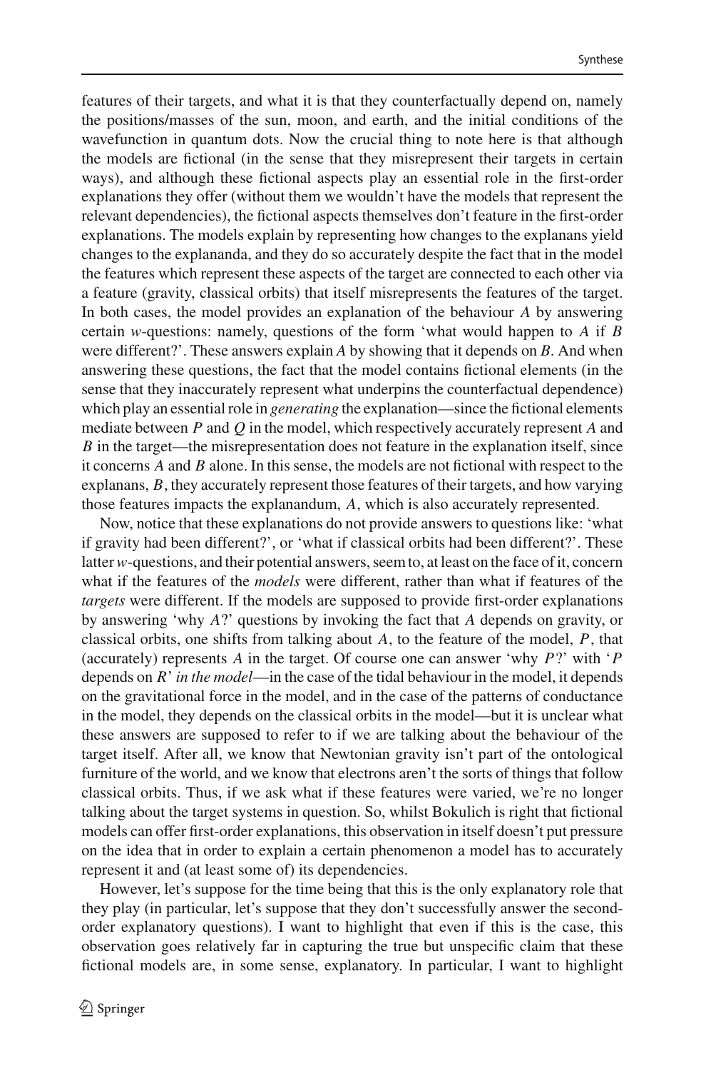features of their targets, and what it is that they counterfactually depend on, namely the positions/masses of the sun, moon, and earth, and the initial conditions of the wavefunction in quantum dots. Now the crucial thing to note here is that although the models are fictional (in the sense that they misrepresent their targets in certain ways), and although these fictional aspects play an essential role in the first-order explanations they offer (without them we wouldn't have the models that represent the relevant dependencies), the fictional aspects themselves don't feature in the first-order explanations. The models explain by representing how changes to the explanans yield changes to the explananda, and they do so accurately despite the fact that in the model the features which represent these aspects of the target are connected to each other via a feature (gravity, classical orbits) that itself misrepresents the features of the target. In both cases, the model provides an explanation of the behaviour $A$ by answering certain $w$-questions: namely, questions of the form 'what would happen to $A$ if $B$ were different?'. These answers explain $A$ by showing that it depends on $B$. And when answering these questions, the fact that the model contains fictional elements (in the sense that they inaccurately represent what underpins the counterfactual dependence) which play an essential role in *generating* the explanation—since the fictional elements mediate between $P$ and $Q$ in the model, which respectively accurately represent $A$ and $B$ in the target—the misrepresentation does not feature in the explanation itself, since it concerns $A$ and $B$ alone. In this sense, the models are not fictional with respect to the explanans, $B$, they accurately represent those features of their targets, and how varying those features impacts the explanandum, $A$, which is also accurately represented.

Now, notice that these explanations do not provide answers to questions like: 'what if gravity had been different?', or 'what if classical orbits had been different?'. These latter $w$-questions, and their potential answers, seem to, at least on the face of it, concern what if the features of the *models* were different, rather than what if features of the *targets* were different. If the models are supposed to provide first-order explanations by answering 'why $A$?' questions by invoking the fact that $A$ depends on gravity, or classical orbits, one shifts from talking about $A$, to the feature of the model, $P$, that (accurately) represents $A$ in the target. Of course one can answer 'why $P$?' with '$P$ depends on $R$' *in the model*—in the case of the tidal behaviour in the model, it depends on the gravitational force in the model, and in the case of the patterns of conductance in the model, they depends on the classical orbits in the model—but it is unclear what these answers are supposed to refer to if we are talking about the behaviour of the target itself. After all, we know that Newtonian gravity isn't part of the ontological furniture of the world, and we know that electrons aren't the sorts of things that follow classical orbits. Thus, if we ask what if these features were varied, we're no longer talking about the target systems in question. So, whilst Bokulich is right that fictional models can offer first-order explanations, this observation in itself doesn't put pressure on the idea that in order to explain a certain phenomenon a model has to accurately represent it and (at least some of) its dependencies.

However, let's suppose for the time being that this is the only explanatory role that they play (in particular, let's suppose that they don't successfully answer the second-order explanatory questions). I want to highlight that even if this is the case, this observation goes relatively far in capturing the true but unspecific claim that these fictional models are, in some sense, explanatory. In particular, I want to highlight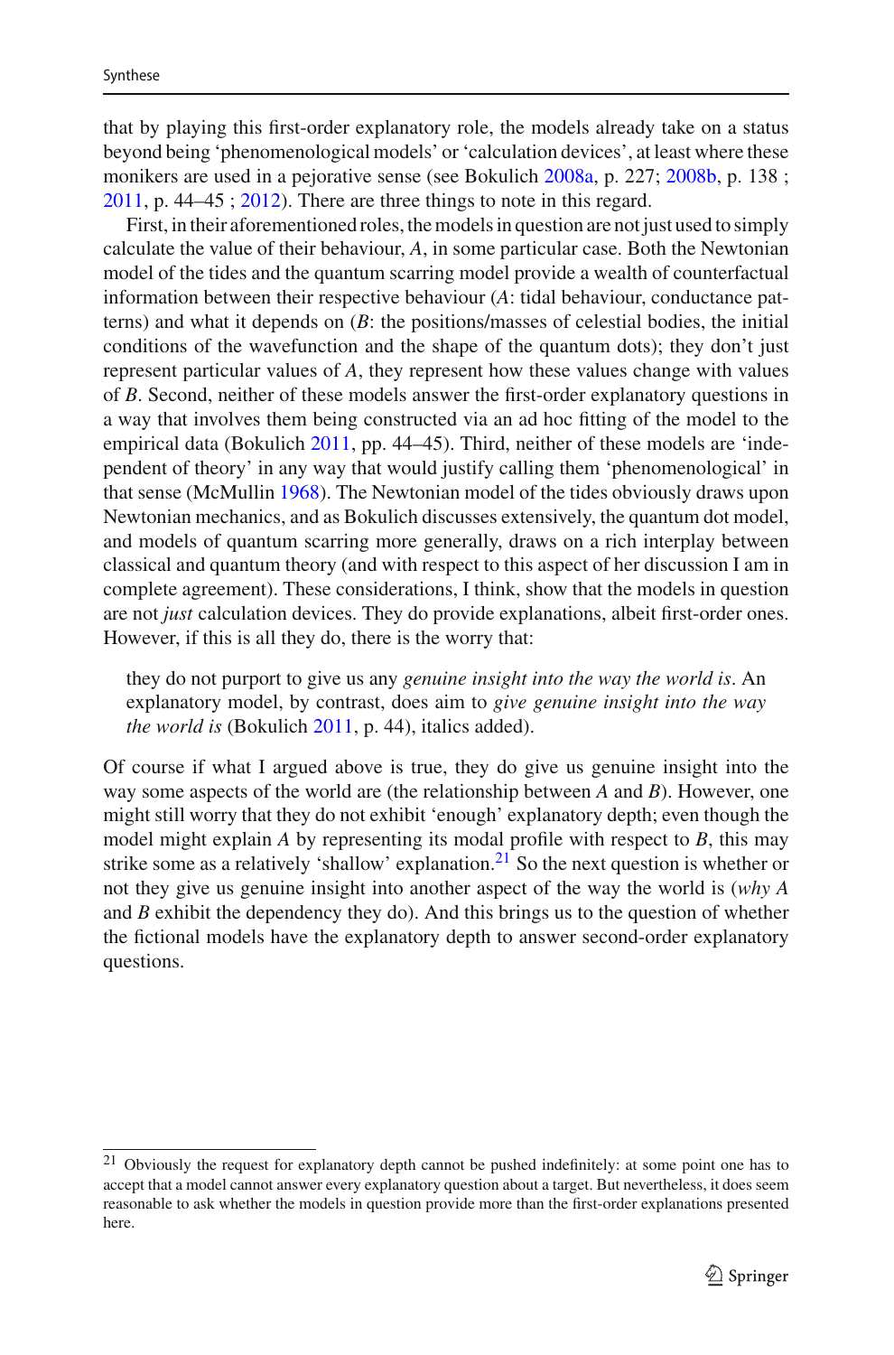that by playing this first-order explanatory role, the models already take on a status beyond being 'phenomenological models' or 'calculation devices', at least where these monikers are used in a pejorative sense (see Bokulich 2008a, p. 227; 2008b, p. 138 ; 2011, p. 44–45 ; 2012). There are three things to note in this regard.

First, in their aforementioned roles, the models in question are not just used to simply calculate the value of their behaviour, *A*, in some particular case. Both the Newtonian model of the tides and the quantum scarring model provide a wealth of counterfactual information between their respective behaviour (*A*: tidal behaviour, conductance patterns) and what it depends on (*B*: the positions/masses of celestial bodies, the initial conditions of the wavefunction and the shape of the quantum dots); they don't just represent particular values of *A*, they represent how these values change with values of *B*. Second, neither of these models answer the first-order explanatory questions in a way that involves them being constructed via an ad hoc fitting of the model to the empirical data (Bokulich 2011, pp. 44–45). Third, neither of these models are 'independent of theory' in any way that would justify calling them 'phenomenological' in that sense (McMullin 1968). The Newtonian model of the tides obviously draws upon Newtonian mechanics, and as Bokulich discusses extensively, the quantum dot model, and models of quantum scarring more generally, draws on a rich interplay between classical and quantum theory (and with respect to this aspect of her discussion I am in complete agreement). These considerations, I think, show that the models in question are not *just* calculation devices. They do provide explanations, albeit first-order ones. However, if this is all they do, there is the worry that:

> they do not purport to give us any *genuine insight into the way the world is*. An explanatory model, by contrast, does aim to *give genuine insight into the way the world is* (Bokulich 2011, p. 44), italics added).

Of course if what I argued above is true, they do give us genuine insight into the way some aspects of the world are (the relationship between *A* and *B*). However, one might still worry that they do not exhibit 'enough' explanatory depth; even though the model might explain *A* by representing its modal profile with respect to *B*, this may strike some as a relatively 'shallow' explanation.[21] So the next question is whether or not they give us genuine insight into another aspect of the way the world is (*why A* and *B* exhibit the dependency they do). And this brings us to the question of whether the fictional models have the explanatory depth to answer second-order explanatory questions.

[21] Obviously the request for explanatory depth cannot be pushed indefinitely: at some point one has to accept that a model cannot answer every explanatory question about a target. But nevertheless, it does seem reasonable to ask whether the models in question provide more than the first-order explanations presented here.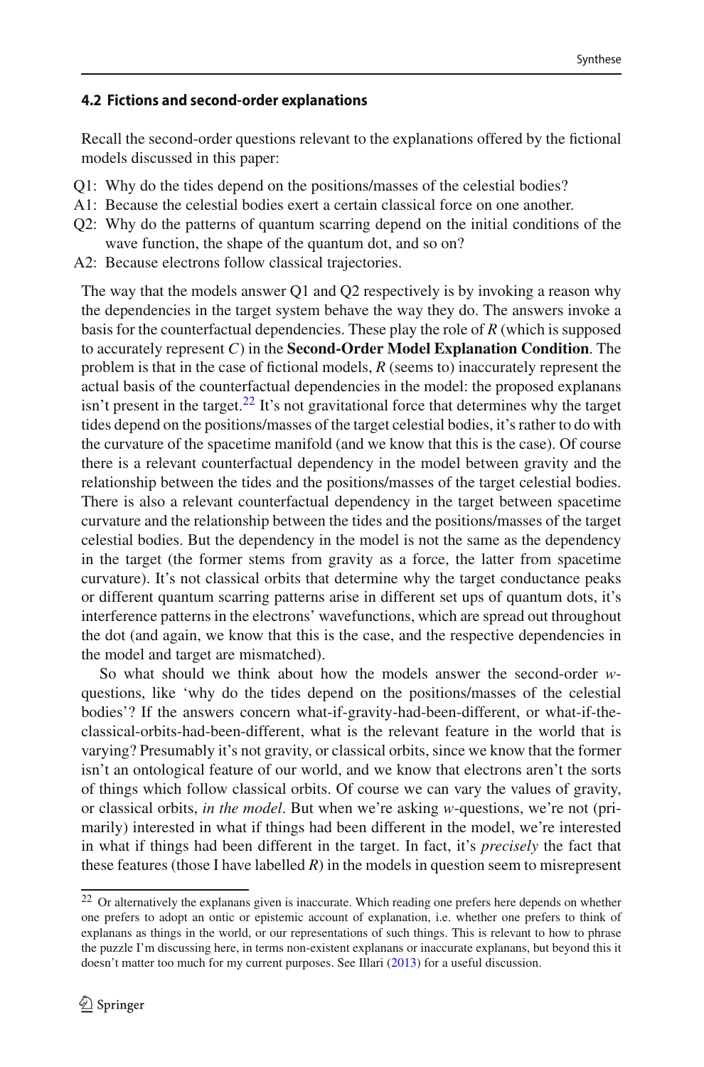### 4.2 Fictions and second-order explanations

Recall the second-order questions relevant to the explanations offered by the fictional models discussed in this paper:

Q1: Why do the tides depend on the positions/masses of the celestial bodies?
A1: Because the celestial bodies exert a certain classical force on one another.
Q2: Why do the patterns of quantum scarring depend on the initial conditions of the wave function, the shape of the quantum dot, and so on?
A2: Because electrons follow classical trajectories.

The way that the models answer Q1 and Q2 respectively is by invoking a reason why the dependencies in the target system behave the way they do. The answers invoke a basis for the counterfactual dependencies. These play the role of *R* (which is supposed to accurately represent *C*) in the **Second-Order Model Explanation Condition**. The problem is that in the case of fictional models, *R* (seems to) inaccurately represent the actual basis of the counterfactual dependencies in the model: the proposed explanans isn't present in the target.[22] It's not gravitational force that determines why the target tides depend on the positions/masses of the target celestial bodies, it's rather to do with the curvature of the spacetime manifold (and we know that this is the case). Of course there is a relevant counterfactual dependency in the model between gravity and the relationship between the tides and the positions/masses of the target celestial bodies. There is also a relevant counterfactual dependency in the target between spacetime curvature and the relationship between the tides and the positions/masses of the target celestial bodies. But the dependency in the model is not the same as the dependency in the target (the former stems from gravity as a force, the latter from spacetime curvature). It's not classical orbits that determine why the target conductance peaks or different quantum scarring patterns arise in different set ups of quantum dots, it's interference patterns in the electrons' wavefunctions, which are spread out throughout the dot (and again, we know that this is the case, and the respective dependencies in the model and target are mismatched).

So what should we think about how the models answer the second-order *w*-questions, like 'why do the tides depend on the positions/masses of the celestial bodies'? If the answers concern what-if-gravity-had-been-different, or what-if-the-classical-orbits-had-been-different, what is the relevant feature in the world that is varying? Presumably it's not gravity, or classical orbits, since we know that the former isn't an ontological feature of our world, and we know that electrons aren't the sorts of things which follow classical orbits. Of course we can vary the values of gravity, or classical orbits, *in the model*. But when we're asking *w*-questions, we're not (primarily) interested in what if things had been different in the model, we're interested in what if things had been different in the target. In fact, it's *precisely* the fact that these features (those I have labelled *R*) in the models in question seem to misrepresent

[22] Or alternatively the explanans given is inaccurate. Which reading one prefers here depends on whether one prefers to adopt an ontic or epistemic account of explanation, i.e. whether one prefers to think of explanans as things in the world, or our representations of such things. This is relevant to how to phrase the puzzle I'm discussing here, in terms non-existent explanans or inaccurate explanans, but beyond this it doesn't matter too much for my current purposes. See Illari (2013) for a useful discussion.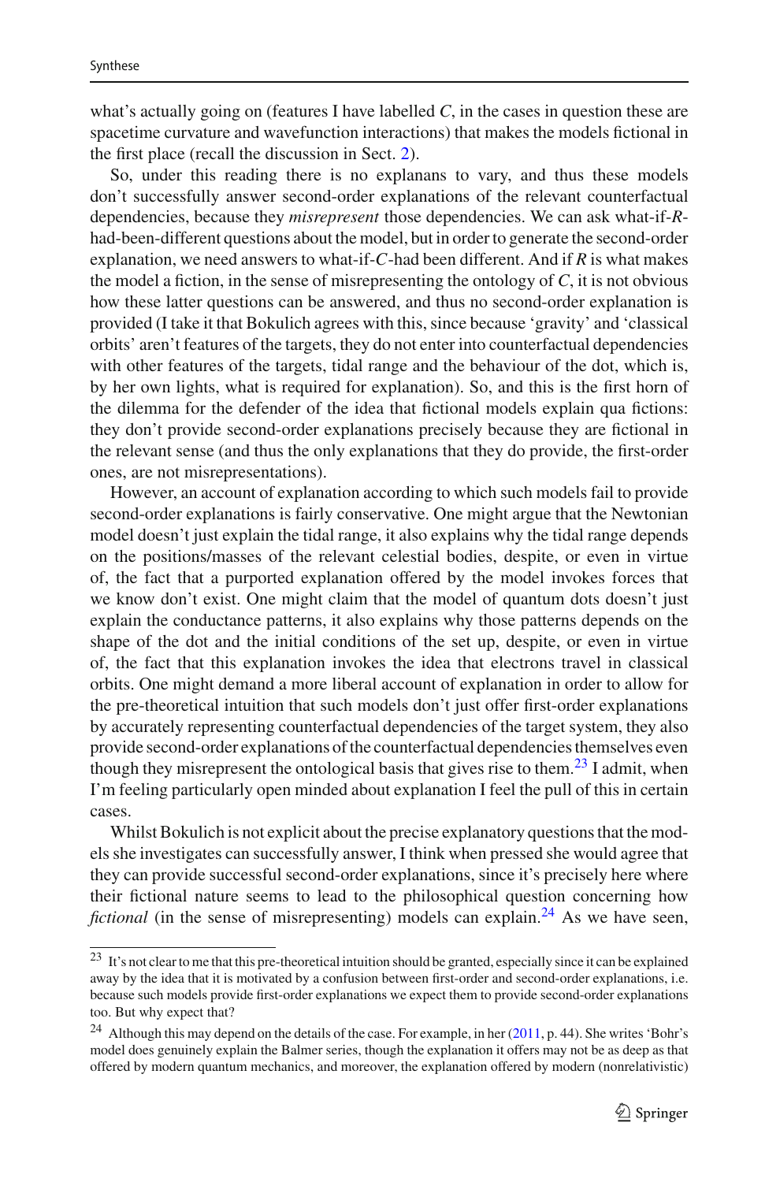what's actually going on (features I have labelled $C$, in the cases in question these are spacetime curvature and wavefunction interactions) that makes the models fictional in the first place (recall the discussion in Sect. 2).

So, under this reading there is no explanans to vary, and thus these models don't successfully answer second-order explanations of the relevant counterfactual dependencies, because they *misrepresent* those dependencies. We can ask what-if-$R$-had-been-different questions about the model, but in order to generate the second-order explanation, we need answers to what-if-$C$-had been different. And if $R$ is what makes the model a fiction, in the sense of misrepresenting the ontology of $C$, it is not obvious how these latter questions can be answered, and thus no second-order explanation is provided (I take it that Bokulich agrees with this, since because 'gravity' and 'classical orbits' aren't features of the targets, they do not enter into counterfactual dependencies with other features of the targets, tidal range and the behaviour of the dot, which is, by her own lights, what is required for explanation). So, and this is the first horn of the dilemma for the defender of the idea that fictional models explain qua fictions: they don't provide second-order explanations precisely because they are fictional in the relevant sense (and thus the only explanations that they do provide, the first-order ones, are not misrepresentations).

However, an account of explanation according to which such models fail to provide second-order explanations is fairly conservative. One might argue that the Newtonian model doesn't just explain the tidal range, it also explains why the tidal range depends on the positions/masses of the relevant celestial bodies, despite, or even in virtue of, the fact that a purported explanation offered by the model invokes forces that we know don't exist. One might claim that the model of quantum dots doesn't just explain the conductance patterns, it also explains why those patterns depends on the shape of the dot and the initial conditions of the set up, despite, or even in virtue of, the fact that this explanation invokes the idea that electrons travel in classical orbits. One might demand a more liberal account of explanation in order to allow for the pre-theoretical intuition that such models don't just offer first-order explanations by accurately representing counterfactual dependencies of the target system, they also provide second-order explanations of the counterfactual dependencies themselves even though they misrepresent the ontological basis that gives rise to them.[23] I admit, when I'm feeling particularly open minded about explanation I feel the pull of this in certain cases.

Whilst Bokulich is not explicit about the precise explanatory questions that the models she investigates can successfully answer, I think when pressed she would agree that they can provide successful second-order explanations, since it's precisely here where their fictional nature seems to lead to the philosophical question concerning how *fictional* (in the sense of misrepresenting) models can explain.[24] As we have seen,

[23] It's not clear to me that this pre-theoretical intuition should be granted, especially since it can be explained away by the idea that it is motivated by a confusion between first-order and second-order explanations, i.e. because such models provide first-order explanations we expect them to provide second-order explanations too. But why expect that?

[24] Although this may depend on the details of the case. For example, in her (2011, p. 44). She writes 'Bohr's model does genuinely explain the Balmer series, though the explanation it offers may not be as deep as that offered by modern quantum mechanics, and moreover, the explanation offered by modern (nonrelativistic)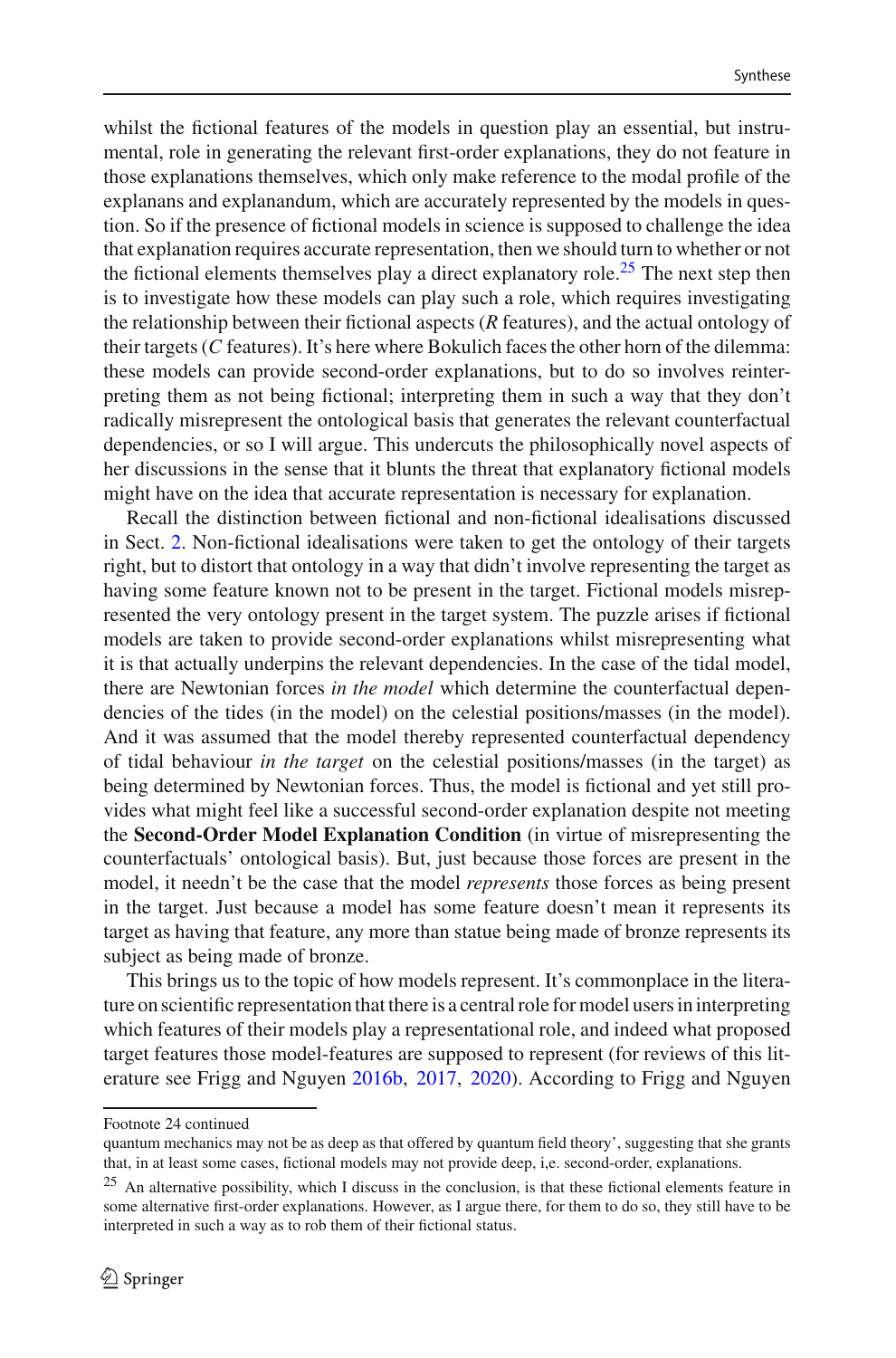whilst the fictional features of the models in question play an essential, but instrumental, role in generating the relevant first-order explanations, they do not feature in those explanations themselves, which only make reference to the modal profile of the explanans and explanandum, which are accurately represented by the models in question. So if the presence of fictional models in science is supposed to challenge the idea that explanation requires accurate representation, then we should turn to whether or not the fictional elements themselves play a direct explanatory role.[25] The next step then is to investigate how these models can play such a role, which requires investigating the relationship between their fictional aspects (*R* features), and the actual ontology of their targets (*C* features). It's here where Bokulich faces the other horn of the dilemma: these models can provide second-order explanations, but to do so involves reinterpreting them as not being fictional; interpreting them in such a way that they don't radically misrepresent the ontological basis that generates the relevant counterfactual dependencies, or so I will argue. This undercuts the philosophically novel aspects of her discussions in the sense that it blunts the threat that explanatory fictional models might have on the idea that accurate representation is necessary for explanation.

Recall the distinction between fictional and non-fictional idealisations discussed in Sect. 2. Non-fictional idealisations were taken to get the ontology of their targets right, but to distort that ontology in a way that didn't involve representing the target as having some feature known not to be present in the target. Fictional models misrepresented the very ontology present in the target system. The puzzle arises if fictional models are taken to provide second-order explanations whilst misrepresenting what it is that actually underpins the relevant dependencies. In the case of the tidal model, there are Newtonian forces *in the model* which determine the counterfactual dependencies of the tides (in the model) on the celestial positions/masses (in the model). And it was assumed that the model thereby represented counterfactual dependency of tidal behaviour *in the target* on the celestial positions/masses (in the target) as being determined by Newtonian forces. Thus, the model is fictional and yet still provides what might feel like a successful second-order explanation despite not meeting the **Second-Order Model Explanation Condition** (in virtue of misrepresenting the counterfactuals' ontological basis). But, just because those forces are present in the model, it needn't be the case that the model *represents* those forces as being present in the target. Just because a model has some feature doesn't mean it represents its target as having that feature, any more than statue being made of bronze represents its subject as being made of bronze.

This brings us to the topic of how models represent. It's commonplace in the literature on scientific representation that there is a central role for model users in interpreting which features of their models play a representational role, and indeed what proposed target features those model-features are supposed to represent (for reviews of this literature see Frigg and Nguyen 2016b, 2017, 2020). According to Frigg and Nguyen

Footnote 24 continued
quantum mechanics may not be as deep as that offered by quantum field theory', suggesting that she grants that, in at least some cases, fictional models may not provide deep, i,e. second-order, explanations.

[25] An alternative possibility, which I discuss in the conclusion, is that these fictional elements feature in some alternative first-order explanations. However, as I argue there, for them to do so, they still have to be interpreted in such a way as to rob them of their fictional status.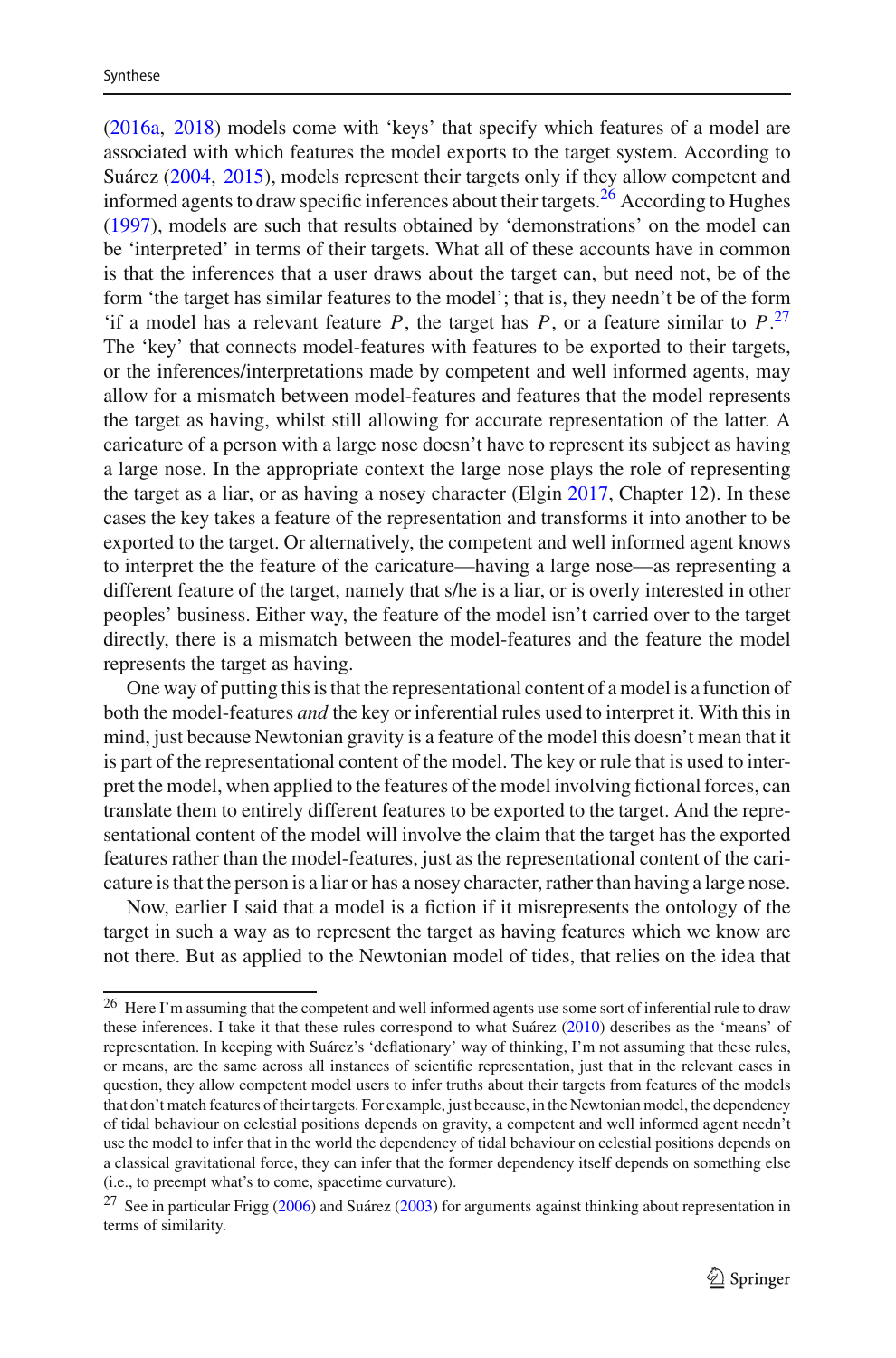(2016a, 2018) models come with 'keys' that specify which features of a model are associated with which features the model exports to the target system. According to Suárez (2004, 2015), models represent their targets only if they allow competent and informed agents to draw specific inferences about their targets.[26] According to Hughes (1997), models are such that results obtained by 'demonstrations' on the model can be 'interpreted' in terms of their targets. What all of these accounts have in common is that the inferences that a user draws about the target can, but need not, be of the form 'the target has similar features to the model'; that is, they needn't be of the form 'if a model has a relevant feature $P$, the target has $P$, or a feature similar to $P$.[27] The 'key' that connects model-features with features to be exported to their targets, or the inferences/interpretations made by competent and well informed agents, may allow for a mismatch between model-features and features that the model represents the target as having, whilst still allowing for accurate representation of the latter. A caricature of a person with a large nose doesn't have to represent its subject as having a large nose. In the appropriate context the large nose plays the role of representing the target as a liar, or as having a nosey character (Elgin 2017, Chapter 12). In these cases the key takes a feature of the representation and transforms it into another to be exported to the target. Or alternatively, the competent and well informed agent knows to interpret the the feature of the caricature—having a large nose—as representing a different feature of the target, namely that s/he is a liar, or is overly interested in other peoples' business. Either way, the feature of the model isn't carried over to the target directly, there is a mismatch between the model-features and the feature the model represents the target as having.

One way of putting this is that the representational content of a model is a function of both the model-features *and* the key or inferential rules used to interpret it. With this in mind, just because Newtonian gravity is a feature of the model this doesn't mean that it is part of the representational content of the model. The key or rule that is used to interpret the model, when applied to the features of the model involving fictional forces, can translate them to entirely different features to be exported to the target. And the representational content of the model will involve the claim that the target has the exported features rather than the model-features, just as the representational content of the caricature is that the person is a liar or has a nosey character, rather than having a large nose.

Now, earlier I said that a model is a fiction if it misrepresents the ontology of the target in such a way as to represent the target as having features which we know are not there. But as applied to the Newtonian model of tides, that relies on the idea that

---

[26] Here I'm assuming that the competent and well informed agents use some sort of inferential rule to draw these inferences. I take it that these rules correspond to what Suárez (2010) describes as the 'means' of representation. In keeping with Suárez's 'deflationary' way of thinking, I'm not assuming that these rules, or means, are the same across all instances of scientific representation, just that in the relevant cases in question, they allow competent model users to infer truths about their targets from features of the models that don't match features of their targets. For example, just because, in the Newtonian model, the dependency of tidal behaviour on celestial positions depends on gravity, a competent and well informed agent needn't use the model to infer that in the world the dependency of tidal behaviour on celestial positions depends on a classical gravitational force, they can infer that the former dependency itself depends on something else (i.e., to preempt what's to come, spacetime curvature).

[27] See in particular Frigg (2006) and Suárez (2003) for arguments against thinking about representation in terms of similarity.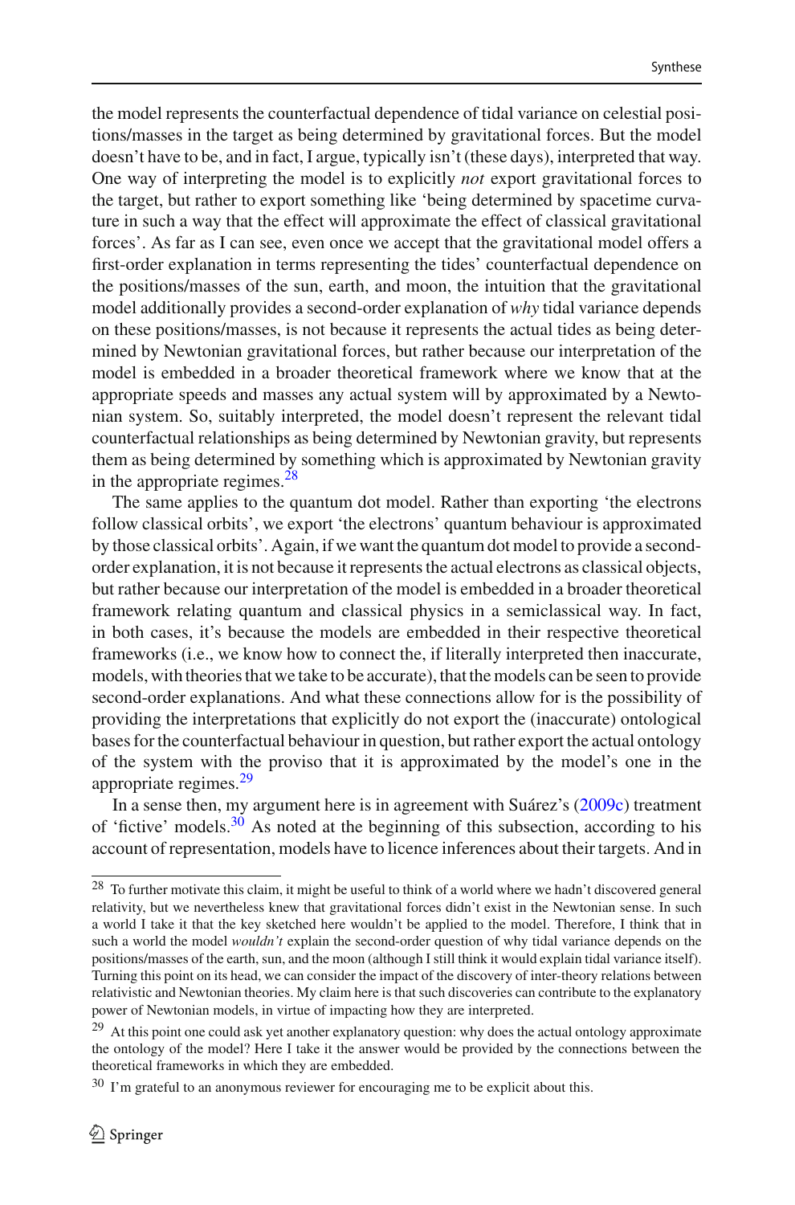the model represents the counterfactual dependence of tidal variance on celestial positions/masses in the target as being determined by gravitational forces. But the model doesn't have to be, and in fact, I argue, typically isn't (these days), interpreted that way. One way of interpreting the model is to explicitly *not* export gravitational forces to the target, but rather to export something like 'being determined by spacetime curvature in such a way that the effect will approximate the effect of classical gravitational forces'. As far as I can see, even once we accept that the gravitational model offers a first-order explanation in terms representing the tides' counterfactual dependence on the positions/masses of the sun, earth, and moon, the intuition that the gravitational model additionally provides a second-order explanation of *why* tidal variance depends on these positions/masses, is not because it represents the actual tides as being determined by Newtonian gravitational forces, but rather because our interpretation of the model is embedded in a broader theoretical framework where we know that at the appropriate speeds and masses any actual system will by approximated by a Newtonian system. So, suitably interpreted, the model doesn't represent the relevant tidal counterfactual relationships as being determined by Newtonian gravity, but represents them as being determined by something which is approximated by Newtonian gravity in the appropriate regimes.[28]

The same applies to the quantum dot model. Rather than exporting 'the electrons follow classical orbits', we export 'the electrons' quantum behaviour is approximated by those classical orbits'. Again, if we want the quantum dot model to provide a second-order explanation, it is not because it represents the actual electrons as classical objects, but rather because our interpretation of the model is embedded in a broader theoretical framework relating quantum and classical physics in a semiclassical way. In fact, in both cases, it's because the models are embedded in their respective theoretical frameworks (i.e., we know how to connect the, if literally interpreted then inaccurate, models, with theories that we take to be accurate), that the models can be seen to provide second-order explanations. And what these connections allow for is the possibility of providing the interpretations that explicitly do not export the (inaccurate) ontological bases for the counterfactual behaviour in question, but rather export the actual ontology of the system with the proviso that it is approximated by the model's one in the appropriate regimes.[29]

In a sense then, my argument here is in agreement with Suárez's (2009c) treatment of 'fictive' models.[30] As noted at the beginning of this subsection, according to his account of representation, models have to licence inferences about their targets. And in

---

[28] To further motivate this claim, it might be useful to think of a world where we hadn't discovered general relativity, but we nevertheless knew that gravitational forces didn't exist in the Newtonian sense. In such a world I take it that the key sketched here wouldn't be applied to the model. Therefore, I think that in such a world the model *wouldn't* explain the second-order question of why tidal variance depends on the positions/masses of the earth, sun, and the moon (although I still think it would explain tidal variance itself). Turning this point on its head, we can consider the impact of the discovery of inter-theory relations between relativistic and Newtonian theories. My claim here is that such discoveries can contribute to the explanatory power of Newtonian models, in virtue of impacting how they are interpreted.

[29] At this point one could ask yet another explanatory question: why does the actual ontology approximate the ontology of the model? Here I take it the answer would be provided by the connections between the theoretical frameworks in which they are embedded.

[30] I'm grateful to an anonymous reviewer for encouraging me to be explicit about this.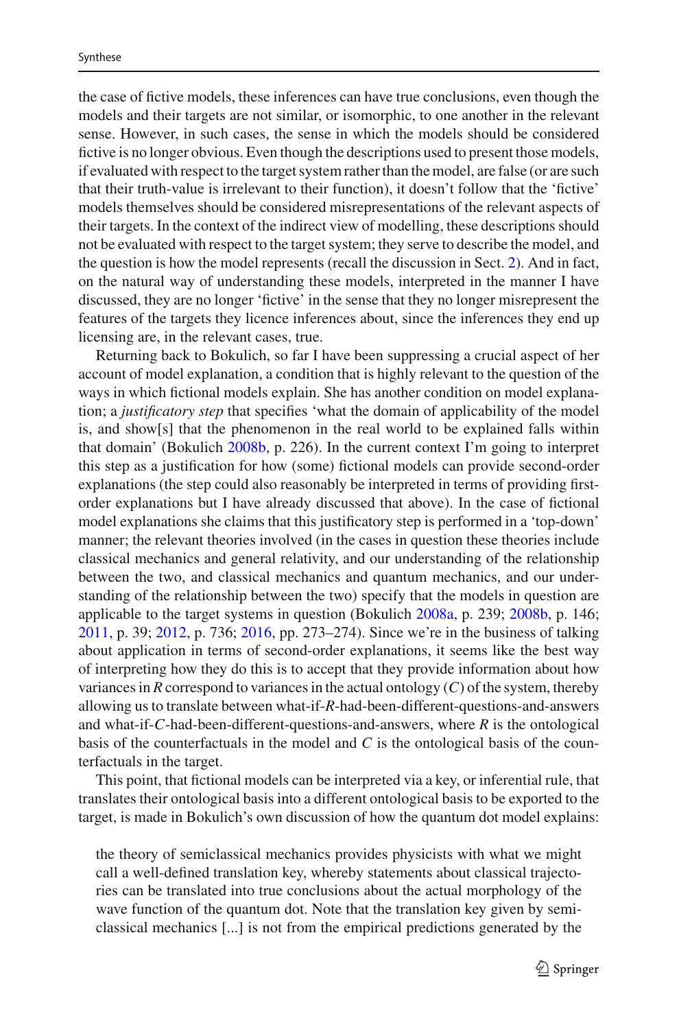the case of fictive models, these inferences can have true conclusions, even though the models and their targets are not similar, or isomorphic, to one another in the relevant sense. However, in such cases, the sense in which the models should be considered fictive is no longer obvious. Even though the descriptions used to present those models, if evaluated with respect to the target system rather than the model, are false (or are such that their truth-value is irrelevant to their function), it doesn't follow that the 'fictive' models themselves should be considered misrepresentations of the relevant aspects of their targets. In the context of the indirect view of modelling, these descriptions should not be evaluated with respect to the target system; they serve to describe the model, and the question is how the model represents (recall the discussion in Sect. 2). And in fact, on the natural way of understanding these models, interpreted in the manner I have discussed, they are no longer 'fictive' in the sense that they no longer misrepresent the features of the targets they licence inferences about, since the inferences they end up licensing are, in the relevant cases, true.

Returning back to Bokulich, so far I have been suppressing a crucial aspect of her account of model explanation, a condition that is highly relevant to the question of the ways in which fictional models explain. She has another condition on model explanation; a *justificatory step* that specifies 'what the domain of applicability of the model is, and show[s] that the phenomenon in the real world to be explained falls within that domain' (Bokulich 2008b, p. 226). In the current context I'm going to interpret this step as a justification for how (some) fictional models can provide second-order explanations (the step could also reasonably be interpreted in terms of providing first-order explanations but I have already discussed that above). In the case of fictional model explanations she claims that this justificatory step is performed in a 'top-down' manner; the relevant theories involved (in the cases in question these theories include classical mechanics and general relativity, and our understanding of the relationship between the two, and classical mechanics and quantum mechanics, and our understanding of the relationship between the two) specify that the models in question are applicable to the target systems in question (Bokulich 2008a, p. 239; 2008b, p. 146; 2011, p. 39; 2012, p. 736; 2016, pp. 273–274). Since we're in the business of talking about application in terms of second-order explanations, it seems like the best way of interpreting how they do this is to accept that they provide information about how variances in $R$ correspond to variances in the actual ontology ($C$) of the system, thereby allowing us to translate between what-if-$R$-had-been-different-questions-and-answers and what-if-$C$-had-been-different-questions-and-answers, where $R$ is the ontological basis of the counterfactuals in the model and $C$ is the ontological basis of the counterfactuals in the target.

This point, that fictional models can be interpreted via a key, or inferential rule, that translates their ontological basis into a different ontological basis to be exported to the target, is made in Bokulich's own discussion of how the quantum dot model explains:

> the theory of semiclassical mechanics provides physicists with what we might call a well-defined translation key, whereby statements about classical trajectories can be translated into true conclusions about the actual morphology of the wave function of the quantum dot. Note that the translation key given by semiclassical mechanics [...] is not from the empirical predictions generated by the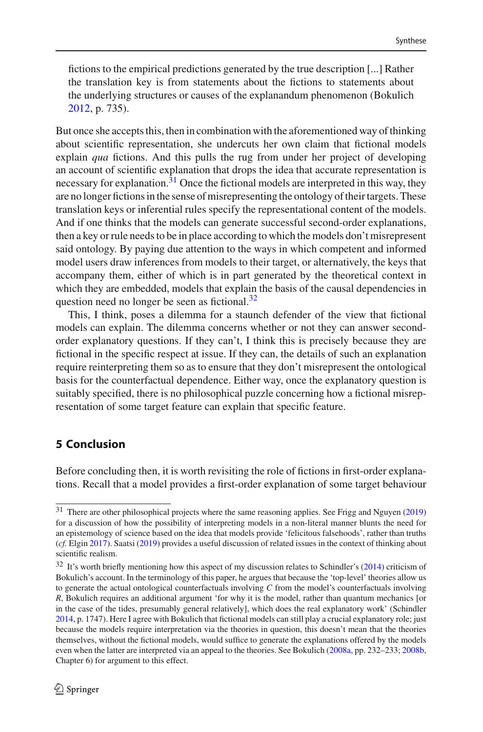fictions to the empirical predictions generated by the true description [...] Rather the translation key is from statements about the fictions to statements about the underlying structures or causes of the explanandum phenomenon (Bokulich 2012, p. 735).

But once she accepts this, then in combination with the aforementioned way of thinking about scientific representation, she undercuts her own claim that fictional models explain *qua* fictions. And this pulls the rug from under her project of developing an account of scientific explanation that drops the idea that accurate representation is necessary for explanation.[31] Once the fictional models are interpreted in this way, they are no longer fictions in the sense of misrepresenting the ontology of their targets. These translation keys or inferential rules specify the representational content of the models. And if one thinks that the models can generate successful second-order explanations, then a key or rule needs to be in place according to which the models don't misrepresent said ontology. By paying due attention to the ways in which competent and informed model users draw inferences from models to their target, or alternatively, the keys that accompany them, either of which is in part generated by the theoretical context in which they are embedded, models that explain the basis of the causal dependencies in question need no longer be seen as fictional.[32]

This, I think, poses a dilemma for a staunch defender of the view that fictional models can explain. The dilemma concerns whether or not they can answer second-order explanatory questions. If they can't, I think this is precisely because they are fictional in the specific respect at issue. If they can, the details of such an explanation require reinterpreting them so as to ensure that they don't misrepresent the ontological basis for the counterfactual dependence. Either way, once the explanatory question is suitably specified, there is no philosophical puzzle concerning how a fictional misrepresentation of some target feature can explain that specific feature.

## 5 Conclusion

Before concluding then, it is worth revisiting the role of fictions in first-order explanations. Recall that a model provides a first-order explanation of some target behaviour

---

[31] There are other philosophical projects where the same reasoning applies. See Frigg and Nguyen (2019) for a discussion of how the possibility of interpreting models in a non-literal manner blunts the need for an epistemology of science based on the idea that models provide 'felicitous falsehoods', rather than truths (*cf.* Elgin 2017). Saatsi (2019) provides a useful discussion of related issues in the context of thinking about scientific realism.

[32] It's worth briefly mentioning how this aspect of my discussion relates to Schindler's (2014) criticism of Bokulich's account. In the terminology of this paper, he argues that because the 'top-level' theories allow us to generate the actual ontological counterfactuals involving $C$ from the model's counterfactuals involving $R$, Bokulich requires an additional argument 'for why it is the model, rather than quantum mechanics [or in the case of the tides, presumably general relatively], which does the real explanatory work' (Schindler 2014, p. 1747). Here I agree with Bokulich that fictional models can still play a crucial explanatory role; just because the models require interpretation via the theories in question, this doesn't mean that the theories themselves, without the fictional models, would suffice to generate the explanations offered by the models even when the latter are interpreted via an appeal to the theories. See Bokulich (2008a, pp. 232–233; 2008b, Chapter 6) for argument to this effect.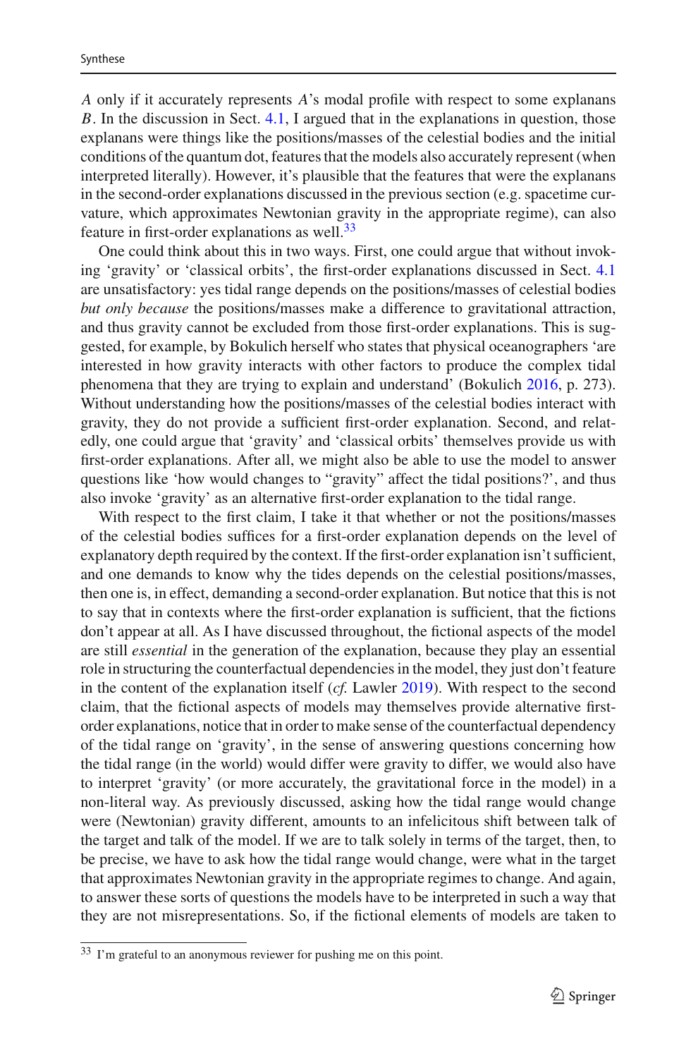$A$ only if it accurately represents $A$'s modal profile with respect to some explanans $B$. In the discussion in Sect. 4.1, I argued that in the explanations in question, those explanans were things like the positions/masses of the celestial bodies and the initial conditions of the quantum dot, features that the models also accurately represent (when interpreted literally). However, it's plausible that the features that were the explanans in the second-order explanations discussed in the previous section (e.g. spacetime curvature, which approximates Newtonian gravity in the appropriate regime), can also feature in first-order explanations as well.[33]

One could think about this in two ways. First, one could argue that without invoking 'gravity' or 'classical orbits', the first-order explanations discussed in Sect. 4.1 are unsatisfactory: yes tidal range depends on the positions/masses of celestial bodies *but only because* the positions/masses make a difference to gravitational attraction, and thus gravity cannot be excluded from those first-order explanations. This is suggested, for example, by Bokulich herself who states that physical oceanographers 'are interested in how gravity interacts with other factors to produce the complex tidal phenomena that they are trying to explain and understand' (Bokulich 2016, p. 273). Without understanding how the positions/masses of the celestial bodies interact with gravity, they do not provide a sufficient first-order explanation. Second, and relatedly, one could argue that 'gravity' and 'classical orbits' themselves provide us with first-order explanations. After all, we might also be able to use the model to answer questions like 'how would changes to "gravity" affect the tidal positions?', and thus also invoke 'gravity' as an alternative first-order explanation to the tidal range.

With respect to the first claim, I take it that whether or not the positions/masses of the celestial bodies suffices for a first-order explanation depends on the level of explanatory depth required by the context. If the first-order explanation isn't sufficient, and one demands to know why the tides depends on the celestial positions/masses, then one is, in effect, demanding a second-order explanation. But notice that this is not to say that in contexts where the first-order explanation is sufficient, that the fictions don't appear at all. As I have discussed throughout, the fictional aspects of the model are still *essential* in the generation of the explanation, because they play an essential role in structuring the counterfactual dependencies in the model, they just don't feature in the content of the explanation itself (*cf.* Lawler 2019). With respect to the second claim, that the fictional aspects of models may themselves provide alternative first-order explanations, notice that in order to make sense of the counterfactual dependency of the tidal range on 'gravity', in the sense of answering questions concerning how the tidal range (in the world) would differ were gravity to differ, we would also have to interpret 'gravity' (or more accurately, the gravitational force in the model) in a non-literal way. As previously discussed, asking how the tidal range would change were (Newtonian) gravity different, amounts to an infelicitous shift between talk of the target and talk of the model. If we are to talk solely in terms of the target, then, to be precise, we have to ask how the tidal range would change, were what in the target that approximates Newtonian gravity in the appropriate regimes to change. And again, to answer these sorts of questions the models have to be interpreted in such a way that they are not misrepresentations. So, if the fictional elements of models are taken to

[33] I'm grateful to an anonymous reviewer for pushing me on this point.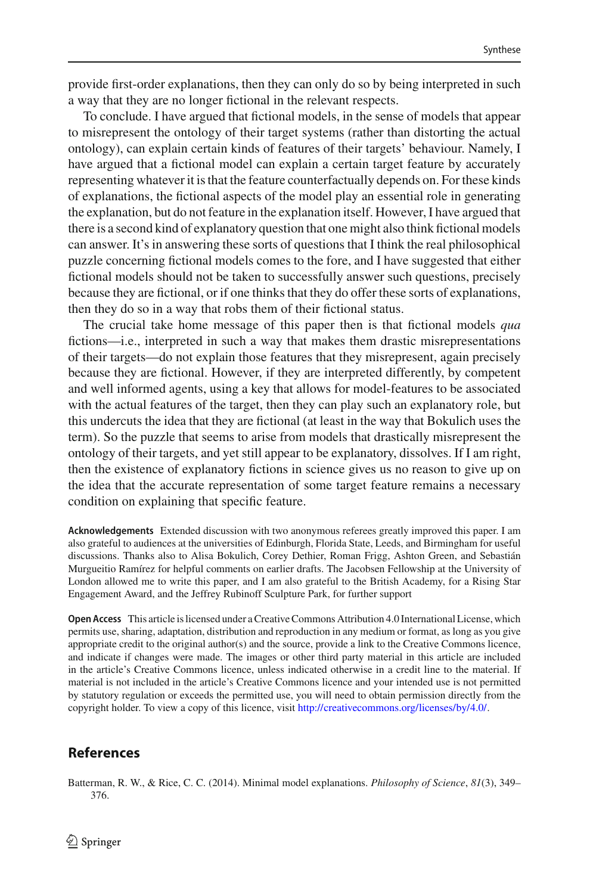provide first-order explanations, then they can only do so by being interpreted in such a way that they are no longer fictional in the relevant respects.

To conclude. I have argued that fictional models, in the sense of models that appear to misrepresent the ontology of their target systems (rather than distorting the actual ontology), can explain certain kinds of features of their targets' behaviour. Namely, I have argued that a fictional model can explain a certain target feature by accurately representing whatever it is that the feature counterfactually depends on. For these kinds of explanations, the fictional aspects of the model play an essential role in generating the explanation, but do not feature in the explanation itself. However, I have argued that there is a second kind of explanatory question that one might also think fictional models can answer. It's in answering these sorts of questions that I think the real philosophical puzzle concerning fictional models comes to the fore, and I have suggested that either fictional models should not be taken to successfully answer such questions, precisely because they are fictional, or if one thinks that they do offer these sorts of explanations, then they do so in a way that robs them of their fictional status.

The crucial take home message of this paper then is that fictional models *qua* fictions—i.e., interpreted in such a way that makes them drastic misrepresentations of their targets—do not explain those features that they misrepresent, again precisely because they are fictional. However, if they are interpreted differently, by competent and well informed agents, using a key that allows for model-features to be associated with the actual features of the target, then they can play such an explanatory role, but this undercuts the idea that they are fictional (at least in the way that Bokulich uses the term). So the puzzle that seems to arise from models that drastically misrepresent the ontology of their targets, and yet still appear to be explanatory, dissolves. If I am right, then the existence of explanatory fictions in science gives us no reason to give up on the idea that the accurate representation of some target feature remains a necessary condition on explaining that specific feature.

**Acknowledgements** Extended discussion with two anonymous referees greatly improved this paper. I am also grateful to audiences at the universities of Edinburgh, Florida State, Leeds, and Birmingham for useful discussions. Thanks also to Alisa Bokulich, Corey Dethier, Roman Frigg, Ashton Green, and Sebastián Murgueitio Ramírez for helpful comments on earlier drafts. The Jacobsen Fellowship at the University of London allowed me to write this paper, and I am also grateful to the British Academy, for a Rising Star Engagement Award, and the Jeffrey Rubinoff Sculpture Park, for further support

**Open Access** This article is licensed under a Creative Commons Attribution 4.0 International License, which permits use, sharing, adaptation, distribution and reproduction in any medium or format, as long as you give appropriate credit to the original author(s) and the source, provide a link to the Creative Commons licence, and indicate if changes were made. The images or other third party material in this article are included in the article's Creative Commons licence, unless indicated otherwise in a credit line to the material. If material is not included in the article's Creative Commons licence and your intended use is not permitted by statutory regulation or exceeds the permitted use, you will need to obtain permission directly from the copyright holder. To view a copy of this licence, visit http://creativecommons.org/licenses/by/4.0/.

## References

Batterman, R. W., & Rice, C. C. (2014). Minimal model explanations. *Philosophy of Science*, *81*(3), 349–376.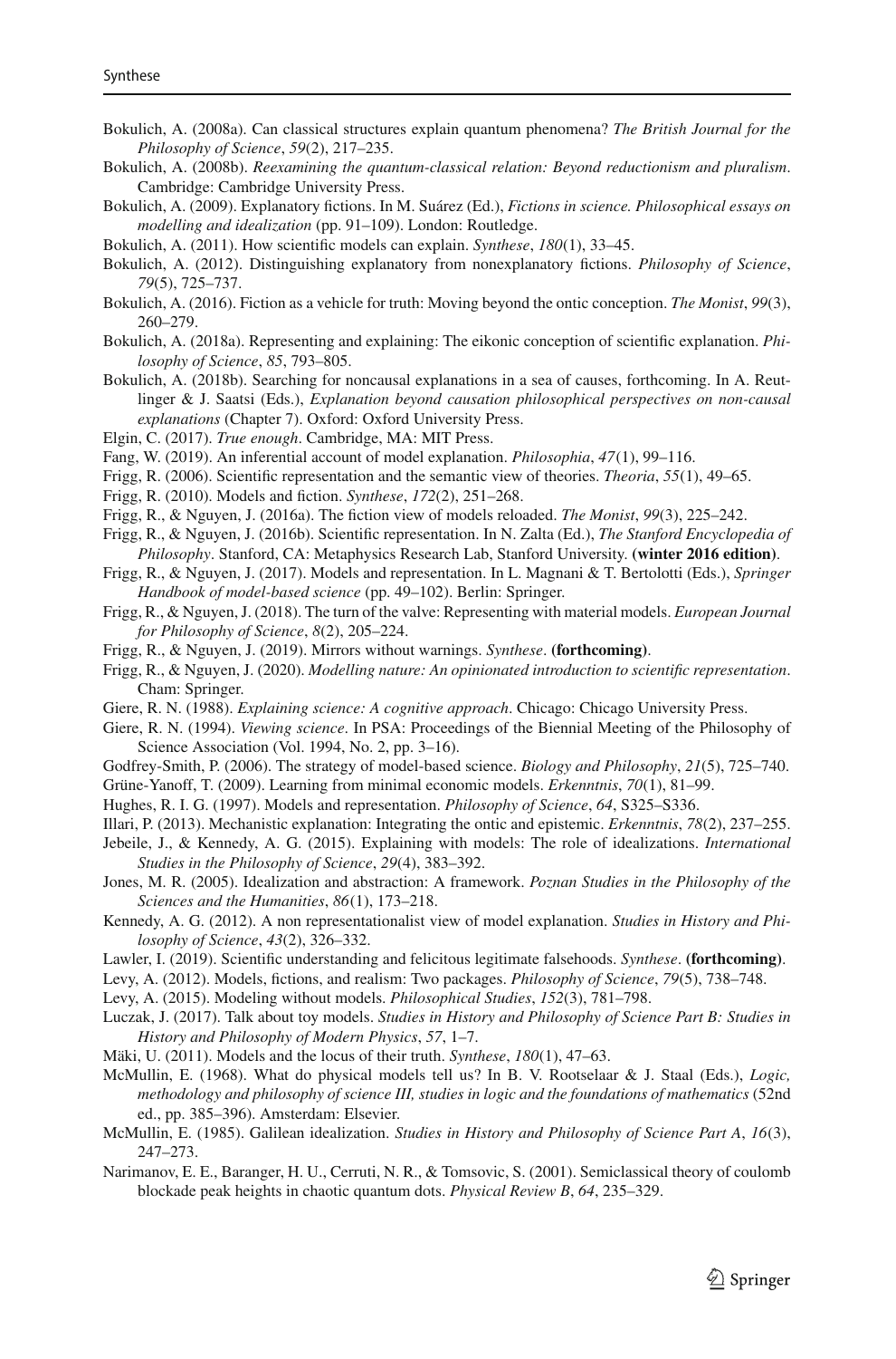Bokulich, A. (2008a). Can classical structures explain quantum phenomena? *The British Journal for the Philosophy of Science*, *59*(2), 217–235.

Bokulich, A. (2008b). *Reexamining the quantum-classical relation: Beyond reductionism and pluralism*. Cambridge: Cambridge University Press.

Bokulich, A. (2009). Explanatory fictions. In M. Suárez (Ed.), *Fictions in science. Philosophical essays on modelling and idealization* (pp. 91–109). London: Routledge.

Bokulich, A. (2011). How scientific models can explain. *Synthese*, *180*(1), 33–45.

Bokulich, A. (2012). Distinguishing explanatory from nonexplanatory fictions. *Philosophy of Science*, *79*(5), 725–737.

Bokulich, A. (2016). Fiction as a vehicle for truth: Moving beyond the ontic conception. *The Monist*, *99*(3), 260–279.

Bokulich, A. (2018a). Representing and explaining: The eikonic conception of scientific explanation. *Philosophy of Science*, *85*, 793–805.

Bokulich, A. (2018b). Searching for noncausal explanations in a sea of causes, forthcoming. In A. Reutlinger & J. Saatsi (Eds.), *Explanation beyond causation philosophical perspectives on non-causal explanations* (Chapter 7). Oxford: Oxford University Press.

Elgin, C. (2017). *True enough*. Cambridge, MA: MIT Press.

Fang, W. (2019). An inferential account of model explanation. *Philosophia*, *47*(1), 99–116.

Frigg, R. (2006). Scientific representation and the semantic view of theories. *Theoria*, *55*(1), 49–65.

Frigg, R. (2010). Models and fiction. *Synthese*, *172*(2), 251–268.

Frigg, R., & Nguyen, J. (2016a). The fiction view of models reloaded. *The Monist*, *99*(3), 225–242.

Frigg, R., & Nguyen, J. (2016b). Scientific representation. In N. Zalta (Ed.), *The Stanford Encyclopedia of Philosophy*. Stanford, CA: Metaphysics Research Lab, Stanford University. **(winter 2016 edition)**.

Frigg, R., & Nguyen, J. (2017). Models and representation. In L. Magnani & T. Bertolotti (Eds.), *Springer Handbook of model-based science* (pp. 49–102). Berlin: Springer.

Frigg, R., & Nguyen, J. (2018). The turn of the valve: Representing with material models. *European Journal for Philosophy of Science*, *8*(2), 205–224.

Frigg, R., & Nguyen, J. (2019). Mirrors without warnings. *Synthese*. **(forthcoming)**.

Frigg, R., & Nguyen, J. (2020). *Modelling nature: An opinionated introduction to scientific representation*. Cham: Springer.

Giere, R. N. (1988). *Explaining science: A cognitive approach*. Chicago: Chicago University Press.

Giere, R. N. (1994). *Viewing science*. In PSA: Proceedings of the Biennial Meeting of the Philosophy of Science Association (Vol. 1994, No. 2, pp. 3–16).

Godfrey-Smith, P. (2006). The strategy of model-based science. *Biology and Philosophy*, *21*(5), 725–740.

Grüne-Yanoff, T. (2009). Learning from minimal economic models. *Erkenntnis*, *70*(1), 81–99.

Hughes, R. I. G. (1997). Models and representation. *Philosophy of Science*, *64*, S325–S336.

Illari, P. (2013). Mechanistic explanation: Integrating the ontic and epistemic. *Erkenntnis*, *78*(2), 237–255.

Jebeile, J., & Kennedy, A. G. (2015). Explaining with models: The role of idealizations. *International Studies in the Philosophy of Science*, *29*(4), 383–392.

Jones, M. R. (2005). Idealization and abstraction: A framework. *Poznan Studies in the Philosophy of the Sciences and the Humanities*, *86*(1), 173–218.

Kennedy, A. G. (2012). A non representationalist view of model explanation. *Studies in History and Philosophy of Science*, *43*(2), 326–332.

Lawler, I. (2019). Scientific understanding and felicitous legitimate falsehoods. *Synthese*. **(forthcoming)**.

Levy, A. (2012). Models, fictions, and realism: Two packages. *Philosophy of Science*, *79*(5), 738–748.

Levy, A. (2015). Modeling without models. *Philosophical Studies*, *152*(3), 781–798.

Luczak, J. (2017). Talk about toy models. *Studies in History and Philosophy of Science Part B: Studies in History and Philosophy of Modern Physics*, *57*, 1–7.

Mäki, U. (2011). Models and the locus of their truth. *Synthese*, *180*(1), 47–63.

McMullin, E. (1968). What do physical models tell us? In B. V. Rootselaar & J. Staal (Eds.), *Logic, methodology and philosophy of science III, studies in logic and the foundations of mathematics* (52nd ed., pp. 385–396). Amsterdam: Elsevier.

McMullin, E. (1985). Galilean idealization. *Studies in History and Philosophy of Science Part A*, *16*(3), 247–273.

Narimanov, E. E., Baranger, H. U., Cerruti, N. R., & Tomsovic, S. (2001). Semiclassical theory of coulomb blockade peak heights in chaotic quantum dots. *Physical Review B*, *64*, 235–329.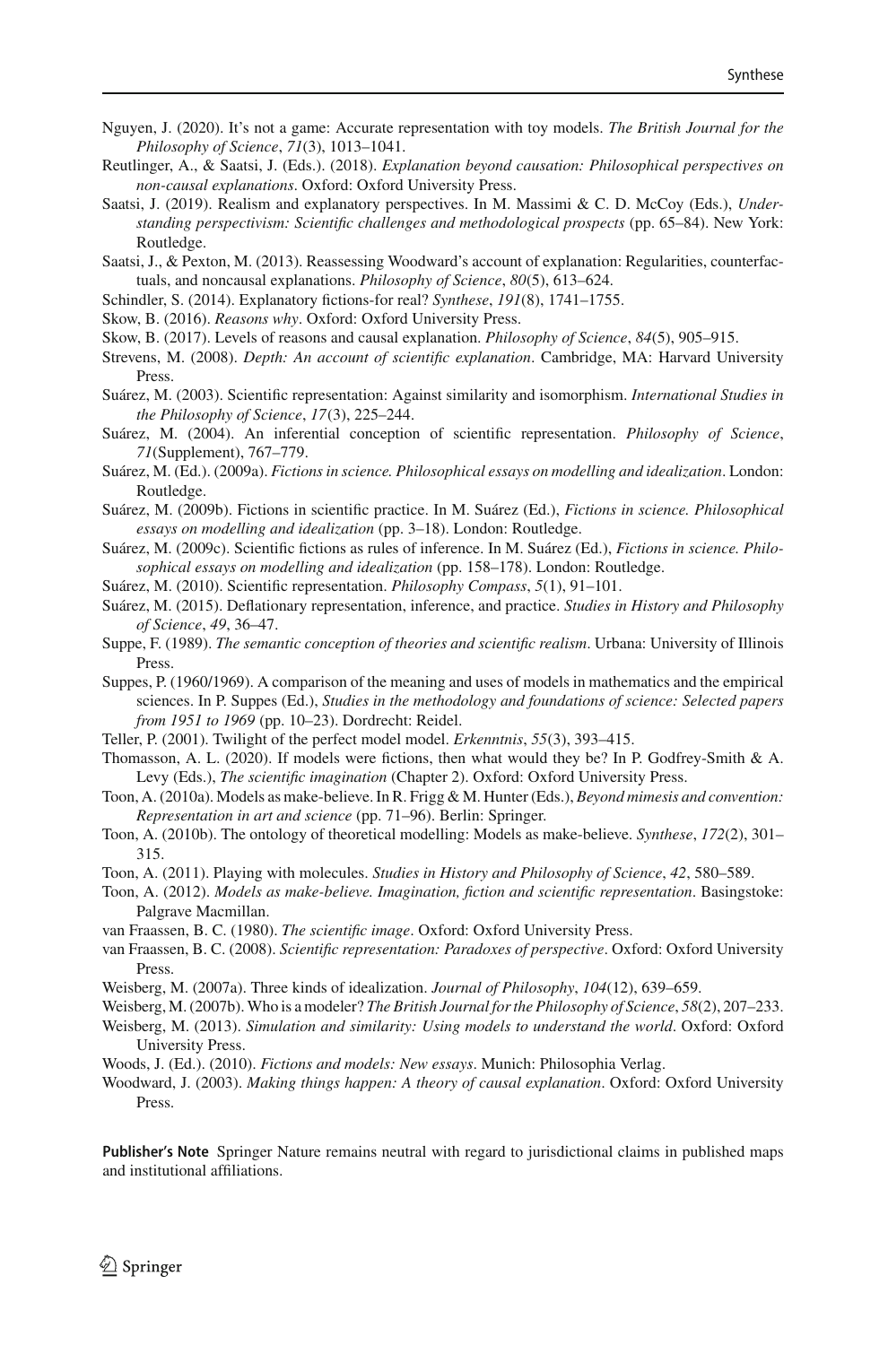Nguyen, J. (2020). It's not a game: Accurate representation with toy models. *The British Journal for the Philosophy of Science*, *71*(3), 1013–1041.

Reutlinger, A., & Saatsi, J. (Eds.). (2018). *Explanation beyond causation: Philosophical perspectives on non-causal explanations*. Oxford: Oxford University Press.

Saatsi, J. (2019). Realism and explanatory perspectives. In M. Massimi & C. D. McCoy (Eds.), *Understanding perspectivism: Scientific challenges and methodological prospects* (pp. 65–84). New York: Routledge.

Saatsi, J., & Pexton, M. (2013). Reassessing Woodward's account of explanation: Regularities, counterfactuals, and noncausal explanations. *Philosophy of Science*, *80*(5), 613–624.

Schindler, S. (2014). Explanatory fictions-for real? *Synthese*, *191*(8), 1741–1755.

Skow, B. (2016). *Reasons why*. Oxford: Oxford University Press.

Skow, B. (2017). Levels of reasons and causal explanation. *Philosophy of Science*, *84*(5), 905–915.

Strevens, M. (2008). *Depth: An account of scientific explanation*. Cambridge, MA: Harvard University Press.

Suárez, M. (2003). Scientific representation: Against similarity and isomorphism. *International Studies in the Philosophy of Science*, *17*(3), 225–244.

Suárez, M. (2004). An inferential conception of scientific representation. *Philosophy of Science*, *71*(Supplement), 767–779.

Suárez, M. (Ed.). (2009a). *Fictions in science. Philosophical essays on modelling and idealization*. London: Routledge.

Suárez, M. (2009b). Fictions in scientific practice. In M. Suárez (Ed.), *Fictions in science. Philosophical essays on modelling and idealization* (pp. 3–18). London: Routledge.

Suárez, M. (2009c). Scientific fictions as rules of inference. In M. Suárez (Ed.), *Fictions in science. Philosophical essays on modelling and idealization* (pp. 158–178). London: Routledge.

Suárez, M. (2010). Scientific representation. *Philosophy Compass*, *5*(1), 91–101.

Suárez, M. (2015). Deflationary representation, inference, and practice. *Studies in History and Philosophy of Science*, *49*, 36–47.

Suppe, F. (1989). *The semantic conception of theories and scientific realism*. Urbana: University of Illinois Press.

Suppes, P. (1960/1969). A comparison of the meaning and uses of models in mathematics and the empirical sciences. In P. Suppes (Ed.), *Studies in the methodology and foundations of science: Selected papers from 1951 to 1969* (pp. 10–23). Dordrecht: Reidel.

Teller, P. (2001). Twilight of the perfect model model. *Erkenntnis*, *55*(3), 393–415.

Thomasson, A. L. (2020). If models were fictions, then what would they be? In P. Godfrey-Smith & A. Levy (Eds.), *The scientific imagination* (Chapter 2). Oxford: Oxford University Press.

Toon, A. (2010a). Models as make-believe. In R. Frigg & M. Hunter (Eds.), *Beyond mimesis and convention: Representation in art and science* (pp. 71–96). Berlin: Springer.

Toon, A. (2010b). The ontology of theoretical modelling: Models as make-believe. *Synthese*, *172*(2), 301–315.

Toon, A. (2011). Playing with molecules. *Studies in History and Philosophy of Science*, *42*, 580–589.

Toon, A. (2012). *Models as make-believe. Imagination, fiction and scientific representation*. Basingstoke: Palgrave Macmillan.

van Fraassen, B. C. (1980). *The scientific image*. Oxford: Oxford University Press.

van Fraassen, B. C. (2008). *Scientific representation: Paradoxes of perspective*. Oxford: Oxford University Press.

Weisberg, M. (2007a). Three kinds of idealization. *Journal of Philosophy*, *104*(12), 639–659.

Weisberg, M. (2007b). Who is a modeler? *The British Journal for the Philosophy of Science*, *58*(2), 207–233.

Weisberg, M. (2013). *Simulation and similarity: Using models to understand the world*. Oxford: Oxford University Press.

Woods, J. (Ed.). (2010). *Fictions and models: New essays*. Munich: Philosophia Verlag.

Woodward, J. (2003). *Making things happen: A theory of causal explanation*. Oxford: Oxford University Press.

**Publisher's Note** Springer Nature remains neutral with regard to jurisdictional claims in published maps and institutional affiliations.